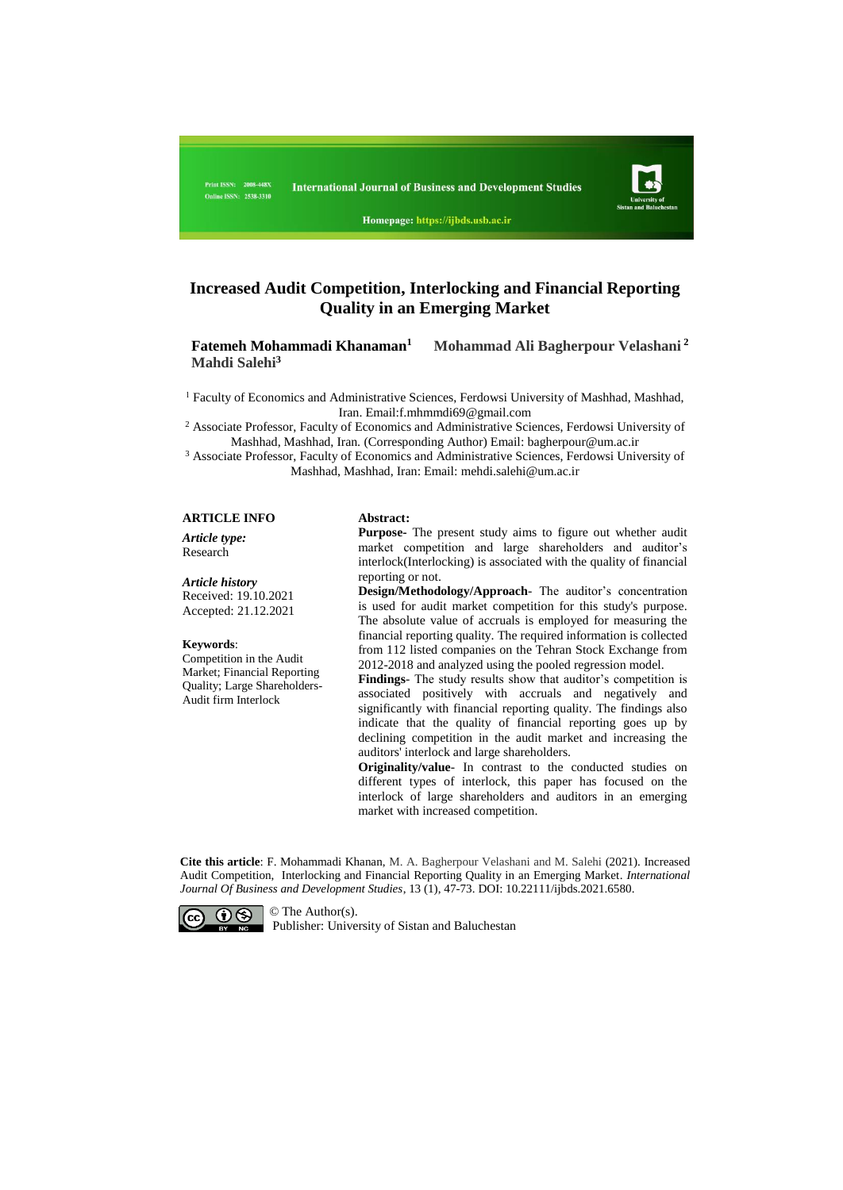Print ISSN: 2008-448X
Online ISSN: 2538-3310

International Journal of Business and Development Studies

Homepage: https://ijbds.usb.ac.ir

# Increased Audit Competition, Interlocking and Financial Reporting Quality in an Emerging Market

**Fatemeh Mohammadi Khanaman**[1] **Mohammad Ali Bagherpour Velashani** [2] **Mahdi Salehi**[3]

[1] Faculty of Economics and Administrative Sciences, Ferdowsi University of Mashhad, Mashhad, Iran. Email:f.mhmmdi69@gmail.com

[2] Associate Professor, Faculty of Economics and Administrative Sciences, Ferdowsi University of Mashhad, Mashhad, Iran. (Corresponding Author) Email: bagherpour@um.ac.ir

[3] Associate Professor, Faculty of Economics and Administrative Sciences, Ferdowsi University of Mashhad, Mashhad, Iran: Email: mehdi.salehi@um.ac.ir

**ARTICLE INFO**

*Article type:*
Research

*Article history*
Received: 19.10.2021
Accepted: 21.12.2021

**Keywords**:
Competition in the Audit Market; Financial Reporting Quality; Large Shareholders-Audit firm Interlock

**Abstract:**

**Purpose-** The present study aims to figure out whether audit market competition and large shareholders and auditor's interlock(Interlocking) is associated with the quality of financial reporting or not.

**Design/Methodology/Approach**- The auditor's concentration is used for audit market competition for this study's purpose. The absolute value of accruals is employed for measuring the financial reporting quality. The required information is collected from 112 listed companies on the Tehran Stock Exchange from 2012-2018 and analyzed using the pooled regression model.

**Findings**- The study results show that auditor's competition is associated positively with accruals and negatively and significantly with financial reporting quality. The findings also indicate that the quality of financial reporting goes up by declining competition in the audit market and increasing the auditors' interlock and large shareholders.

**Originality/value**- In contrast to the conducted studies on different types of interlock, this paper has focused on the interlock of large shareholders and auditors in an emerging market with increased competition.

**Cite this article**: F. Mohammadi Khanan, M. A. Bagherpour Velashani and M. Salehi (2021). Increased Audit Competition, Interlocking and Financial Reporting Quality in an Emerging Market. *International Journal Of Business and Development Studies*, 13 (1), 47-73. DOI: 10.22111/ijbds.2021.6580.

© The Author(s).
Publisher: University of Sistan and Baluchestan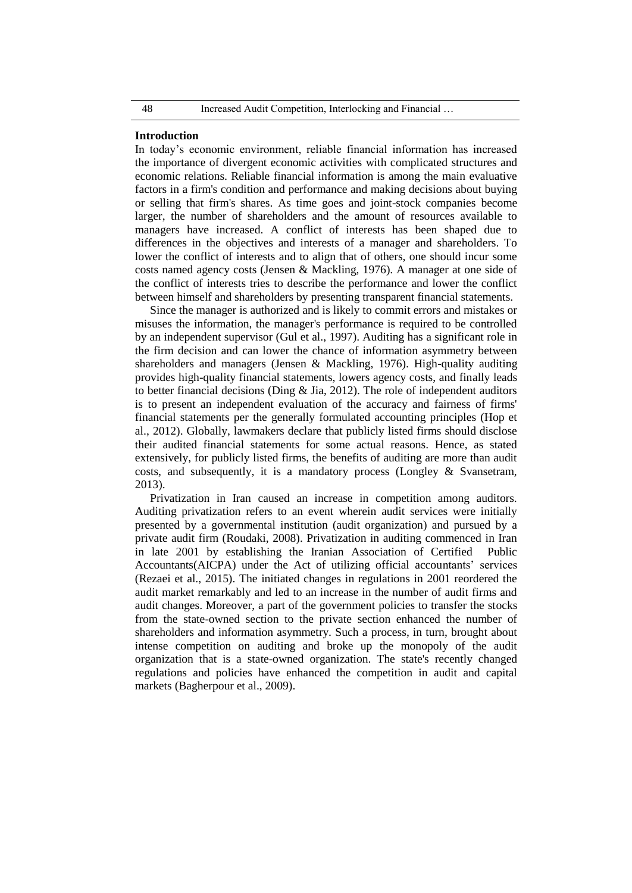## Introduction

In today's economic environment, reliable financial information has increased the importance of divergent economic activities with complicated structures and economic relations. Reliable financial information is among the main evaluative factors in a firm's condition and performance and making decisions about buying or selling that firm's shares. As time goes and joint-stock companies become larger, the number of shareholders and the amount of resources available to managers have increased. A conflict of interests has been shaped due to differences in the objectives and interests of a manager and shareholders. To lower the conflict of interests and to align that of others, one should incur some costs named agency costs (Jensen & Mackling, 1976). A manager at one side of the conflict of interests tries to describe the performance and lower the conflict between himself and shareholders by presenting transparent financial statements.

Since the manager is authorized and is likely to commit errors and mistakes or misuses the information, the manager's performance is required to be controlled by an independent supervisor (Gul et al., 1997). Auditing has a significant role in the firm decision and can lower the chance of information asymmetry between shareholders and managers (Jensen & Mackling, 1976). High-quality auditing provides high-quality financial statements, lowers agency costs, and finally leads to better financial decisions (Ding & Jia, 2012). The role of independent auditors is to present an independent evaluation of the accuracy and fairness of firms' financial statements per the generally formulated accounting principles (Hop et al., 2012). Globally, lawmakers declare that publicly listed firms should disclose their audited financial statements for some actual reasons. Hence, as stated extensively, for publicly listed firms, the benefits of auditing are more than audit costs, and subsequently, it is a mandatory process (Longley & Svansetram, 2013).

Privatization in Iran caused an increase in competition among auditors. Auditing privatization refers to an event wherein audit services were initially presented by a governmental institution (audit organization) and pursued by a private audit firm (Roudaki, 2008). Privatization in auditing commenced in Iran in late 2001 by establishing the Iranian Association of Certified Public Accountants(AICPA) under the Act of utilizing official accountants' services (Rezaei et al., 2015). The initiated changes in regulations in 2001 reordered the audit market remarkably and led to an increase in the number of audit firms and audit changes. Moreover, a part of the government policies to transfer the stocks from the state-owned section to the private section enhanced the number of shareholders and information asymmetry. Such a process, in turn, brought about intense competition on auditing and broke up the monopoly of the audit organization that is a state-owned organization. The state's recently changed regulations and policies have enhanced the competition in audit and capital markets (Bagherpour et al., 2009).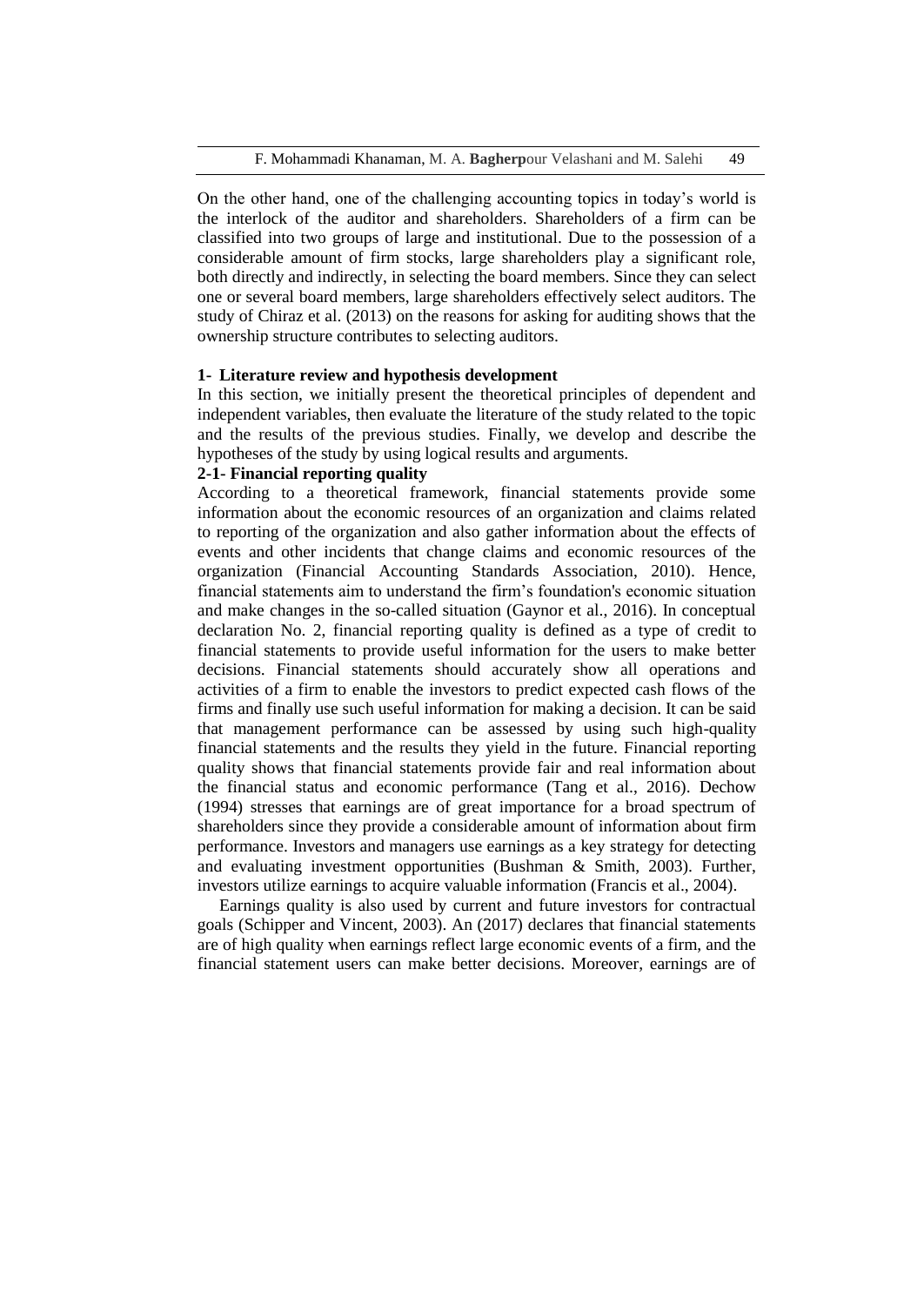On the other hand, one of the challenging accounting topics in today's world is the interlock of the auditor and shareholders. Shareholders of a firm can be classified into two groups of large and institutional. Due to the possession of a considerable amount of firm stocks, large shareholders play a significant role, both directly and indirectly, in selecting the board members. Since they can select one or several board members, large shareholders effectively select auditors. The study of Chiraz et al. (2013) on the reasons for asking for auditing shows that the ownership structure contributes to selecting auditors.

## 1- Literature review and hypothesis development

In this section, we initially present the theoretical principles of dependent and independent variables, then evaluate the literature of the study related to the topic and the results of the previous studies. Finally, we develop and describe the hypotheses of the study by using logical results and arguments.

### 2-1- Financial reporting quality

According to a theoretical framework, financial statements provide some information about the economic resources of an organization and claims related to reporting of the organization and also gather information about the effects of events and other incidents that change claims and economic resources of the organization (Financial Accounting Standards Association, 2010). Hence, financial statements aim to understand the firm's foundation's economic situation and make changes in the so-called situation (Gaynor et al., 2016). In conceptual declaration No. 2, financial reporting quality is defined as a type of credit to financial statements to provide useful information for the users to make better decisions. Financial statements should accurately show all operations and activities of a firm to enable the investors to predict expected cash flows of the firms and finally use such useful information for making a decision. It can be said that management performance can be assessed by using such high-quality financial statements and the results they yield in the future. Financial reporting quality shows that financial statements provide fair and real information about the financial status and economic performance (Tang et al., 2016). Dechow (1994) stresses that earnings are of great importance for a broad spectrum of shareholders since they provide a considerable amount of information about firm performance. Investors and managers use earnings as a key strategy for detecting and evaluating investment opportunities (Bushman & Smith, 2003). Further, investors utilize earnings to acquire valuable information (Francis et al., 2004).

Earnings quality is also used by current and future investors for contractual goals (Schipper and Vincent, 2003). An (2017) declares that financial statements are of high quality when earnings reflect large economic events of a firm, and the financial statement users can make better decisions. Moreover, earnings are of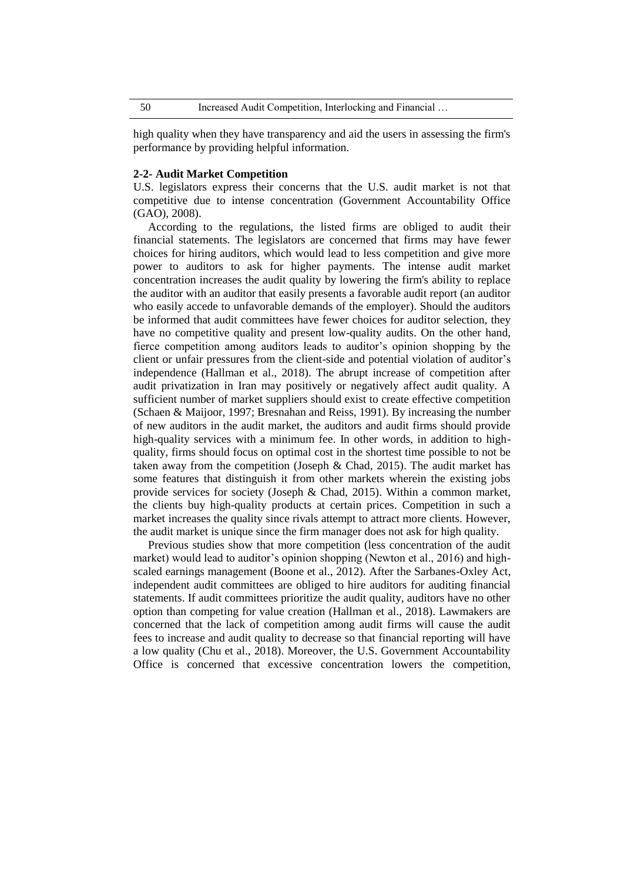high quality when they have transparency and aid the users in assessing the firm's performance by providing helpful information.

**2-2- Audit Market Competition**

U.S. legislators express their concerns that the U.S. audit market is not that competitive due to intense concentration (Government Accountability Office (GAO), 2008).

According to the regulations, the listed firms are obliged to audit their financial statements. The legislators are concerned that firms may have fewer choices for hiring auditors, which would lead to less competition and give more power to auditors to ask for higher payments. The intense audit market concentration increases the audit quality by lowering the firm's ability to replace the auditor with an auditor that easily presents a favorable audit report (an auditor who easily accede to unfavorable demands of the employer). Should the auditors be informed that audit committees have fewer choices for auditor selection, they have no competitive quality and present low-quality audits. On the other hand, fierce competition among auditors leads to auditor's opinion shopping by the client or unfair pressures from the client-side and potential violation of auditor's independence (Hallman et al., 2018). The abrupt increase of competition after audit privatization in Iran may positively or negatively affect audit quality. A sufficient number of market suppliers should exist to create effective competition (Schaen & Maijoor, 1997; Bresnahan and Reiss, 1991). By increasing the number of new auditors in the audit market, the auditors and audit firms should provide high-quality services with a minimum fee. In other words, in addition to high-quality, firms should focus on optimal cost in the shortest time possible to not be taken away from the competition (Joseph & Chad, 2015). The audit market has some features that distinguish it from other markets wherein the existing jobs provide services for society (Joseph & Chad, 2015). Within a common market, the clients buy high-quality products at certain prices. Competition in such a market increases the quality since rivals attempt to attract more clients. However, the audit market is unique since the firm manager does not ask for high quality.

Previous studies show that more competition (less concentration of the audit market) would lead to auditor's opinion shopping (Newton et al., 2016) and high-scaled earnings management (Boone et al., 2012). After the Sarbanes-Oxley Act, independent audit committees are obliged to hire auditors for auditing financial statements. If audit committees prioritize the audit quality, auditors have no other option than competing for value creation (Hallman et al., 2018). Lawmakers are concerned that the lack of competition among audit firms will cause the audit fees to increase and audit quality to decrease so that financial reporting will have a low quality (Chu et al., 2018). Moreover, the U.S. Government Accountability Office is concerned that excessive concentration lowers the competition,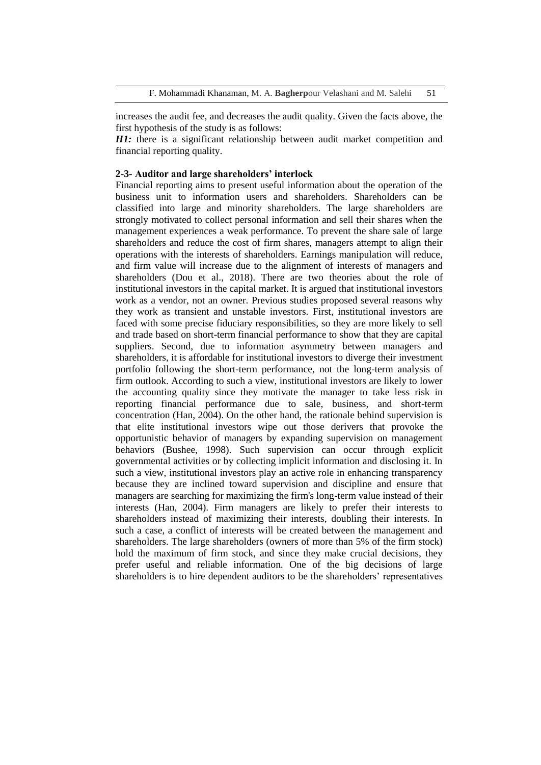increases the audit fee, and decreases the audit quality. Given the facts above, the first hypothesis of the study is as follows:

***H1:*** there is a significant relationship between audit market competition and financial reporting quality.

### 2-3- Auditor and large shareholders' interlock

Financial reporting aims to present useful information about the operation of the business unit to information users and shareholders. Shareholders can be classified into large and minority shareholders. The large shareholders are strongly motivated to collect personal information and sell their shares when the management experiences a weak performance. To prevent the share sale of large shareholders and reduce the cost of firm shares, managers attempt to align their operations with the interests of shareholders. Earnings manipulation will reduce, and firm value will increase due to the alignment of interests of managers and shareholders (Dou et al., 2018). There are two theories about the role of institutional investors in the capital market. It is argued that institutional investors work as a vendor, not an owner. Previous studies proposed several reasons why they work as transient and unstable investors. First, institutional investors are faced with some precise fiduciary responsibilities, so they are more likely to sell and trade based on short-term financial performance to show that they are capital suppliers. Second, due to information asymmetry between managers and shareholders, it is affordable for institutional investors to diverge their investment portfolio following the short-term performance, not the long-term analysis of firm outlook. According to such a view, institutional investors are likely to lower the accounting quality since they motivate the manager to take less risk in reporting financial performance due to sale, business, and short-term concentration (Han, 2004). On the other hand, the rationale behind supervision is that elite institutional investors wipe out those derivers that provoke the opportunistic behavior of managers by expanding supervision on management behaviors (Bushee, 1998). Such supervision can occur through explicit governmental activities or by collecting implicit information and disclosing it. In such a view, institutional investors play an active role in enhancing transparency because they are inclined toward supervision and discipline and ensure that managers are searching for maximizing the firm's long-term value instead of their interests (Han, 2004). Firm managers are likely to prefer their interests to shareholders instead of maximizing their interests, doubling their interests. In such a case, a conflict of interests will be created between the management and shareholders. The large shareholders (owners of more than 5% of the firm stock) hold the maximum of firm stock, and since they make crucial decisions, they prefer useful and reliable information. One of the big decisions of large shareholders is to hire dependent auditors to be the shareholders' representatives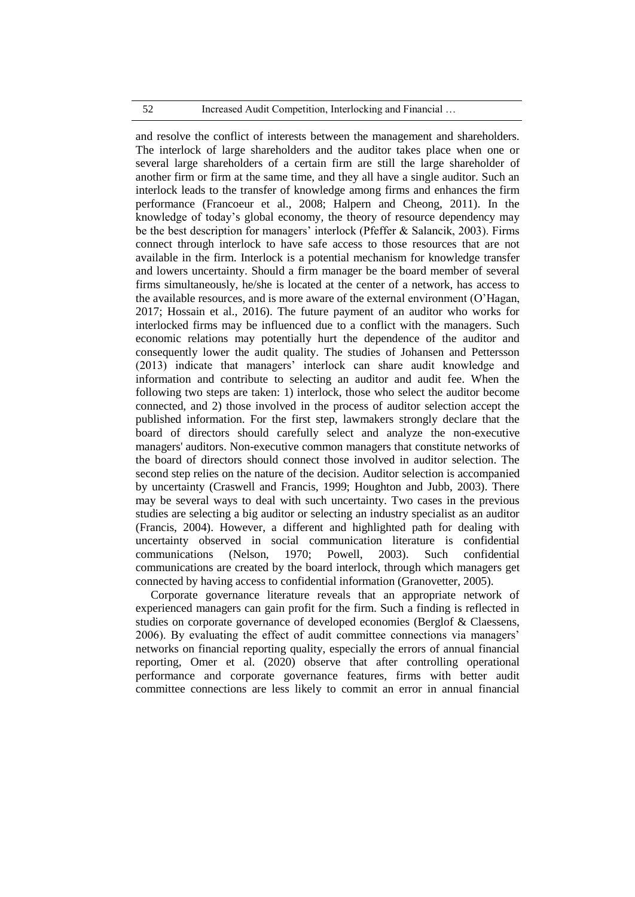and resolve the conflict of interests between the management and shareholders. The interlock of large shareholders and the auditor takes place when one or several large shareholders of a certain firm are still the large shareholder of another firm or firm at the same time, and they all have a single auditor. Such an interlock leads to the transfer of knowledge among firms and enhances the firm performance (Francoeur et al., 2008; Halpern and Cheong, 2011). In the knowledge of today's global economy, the theory of resource dependency may be the best description for managers' interlock (Pfeffer & Salancik, 2003). Firms connect through interlock to have safe access to those resources that are not available in the firm. Interlock is a potential mechanism for knowledge transfer and lowers uncertainty. Should a firm manager be the board member of several firms simultaneously, he/she is located at the center of a network, has access to the available resources, and is more aware of the external environment (O'Hagan, 2017; Hossain et al., 2016). The future payment of an auditor who works for interlocked firms may be influenced due to a conflict with the managers. Such economic relations may potentially hurt the dependence of the auditor and consequently lower the audit quality. The studies of Johansen and Pettersson (2013) indicate that managers' interlock can share audit knowledge and information and contribute to selecting an auditor and audit fee. When the following two steps are taken: 1) interlock, those who select the auditor become connected, and 2) those involved in the process of auditor selection accept the published information. For the first step, lawmakers strongly declare that the board of directors should carefully select and analyze the non-executive managers' auditors. Non-executive common managers that constitute networks of the board of directors should connect those involved in auditor selection. The second step relies on the nature of the decision. Auditor selection is accompanied by uncertainty (Craswell and Francis, 1999; Houghton and Jubb, 2003). There may be several ways to deal with such uncertainty. Two cases in the previous studies are selecting a big auditor or selecting an industry specialist as an auditor (Francis, 2004). However, a different and highlighted path for dealing with uncertainty observed in social communication literature is confidential communications (Nelson, 1970; Powell, 2003). Such confidential communications are created by the board interlock, through which managers get connected by having access to confidential information (Granovetter, 2005).

Corporate governance literature reveals that an appropriate network of experienced managers can gain profit for the firm. Such a finding is reflected in studies on corporate governance of developed economies (Berglof & Claessens, 2006). By evaluating the effect of audit committee connections via managers' networks on financial reporting quality, especially the errors of annual financial reporting, Omer et al. (2020) observe that after controlling operational performance and corporate governance features, firms with better audit committee connections are less likely to commit an error in annual financial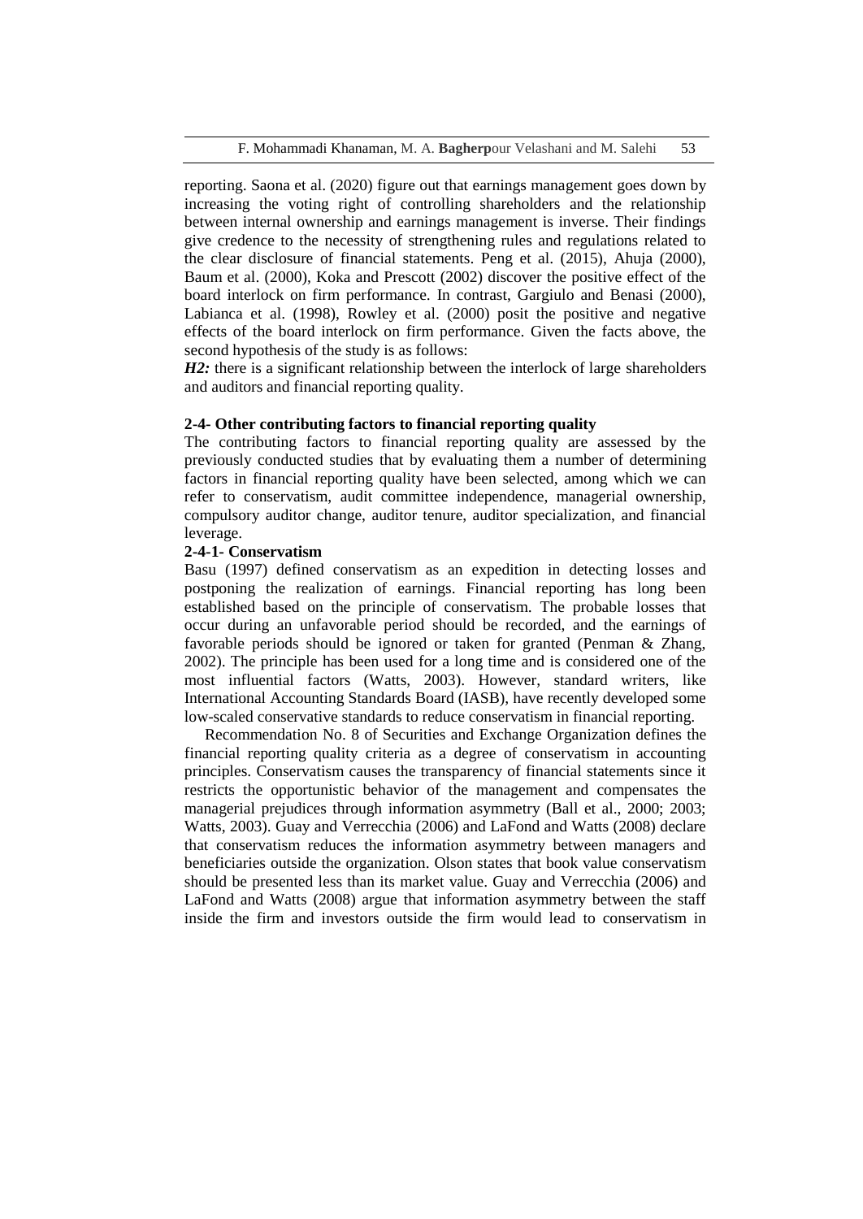reporting. Saona et al. (2020) figure out that earnings management goes down by increasing the voting right of controlling shareholders and the relationship between internal ownership and earnings management is inverse. Their findings give credence to the necessity of strengthening rules and regulations related to the clear disclosure of financial statements. Peng et al. (2015), Ahuja (2000), Baum et al. (2000), Koka and Prescott (2002) discover the positive effect of the board interlock on firm performance. In contrast, Gargiulo and Benasi (2000), Labianca et al. (1998), Rowley et al. (2000) posit the positive and negative effects of the board interlock on firm performance. Given the facts above, the second hypothesis of the study is as follows:

***H2:*** there is a significant relationship between the interlock of large shareholders and auditors and financial reporting quality.

### 2-4- Other contributing factors to financial reporting quality

The contributing factors to financial reporting quality are assessed by the previously conducted studies that by evaluating them a number of determining factors in financial reporting quality have been selected, among which we can refer to conservatism, audit committee independence, managerial ownership, compulsory auditor change, auditor tenure, auditor specialization, and financial leverage.

#### 2-4-1- Conservatism

Basu (1997) defined conservatism as an expedition in detecting losses and postponing the realization of earnings. Financial reporting has long been established based on the principle of conservatism. The probable losses that occur during an unfavorable period should be recorded, and the earnings of favorable periods should be ignored or taken for granted (Penman & Zhang, 2002). The principle has been used for a long time and is considered one of the most influential factors (Watts, 2003). However, standard writers, like International Accounting Standards Board (IASB), have recently developed some low-scaled conservative standards to reduce conservatism in financial reporting.

Recommendation No. 8 of Securities and Exchange Organization defines the financial reporting quality criteria as a degree of conservatism in accounting principles. Conservatism causes the transparency of financial statements since it restricts the opportunistic behavior of the management and compensates the managerial prejudices through information asymmetry (Ball et al., 2000; 2003; Watts, 2003). Guay and Verrecchia (2006) and LaFond and Watts (2008) declare that conservatism reduces the information asymmetry between managers and beneficiaries outside the organization. Olson states that book value conservatism should be presented less than its market value. Guay and Verrecchia (2006) and LaFond and Watts (2008) argue that information asymmetry between the staff inside the firm and investors outside the firm would lead to conservatism in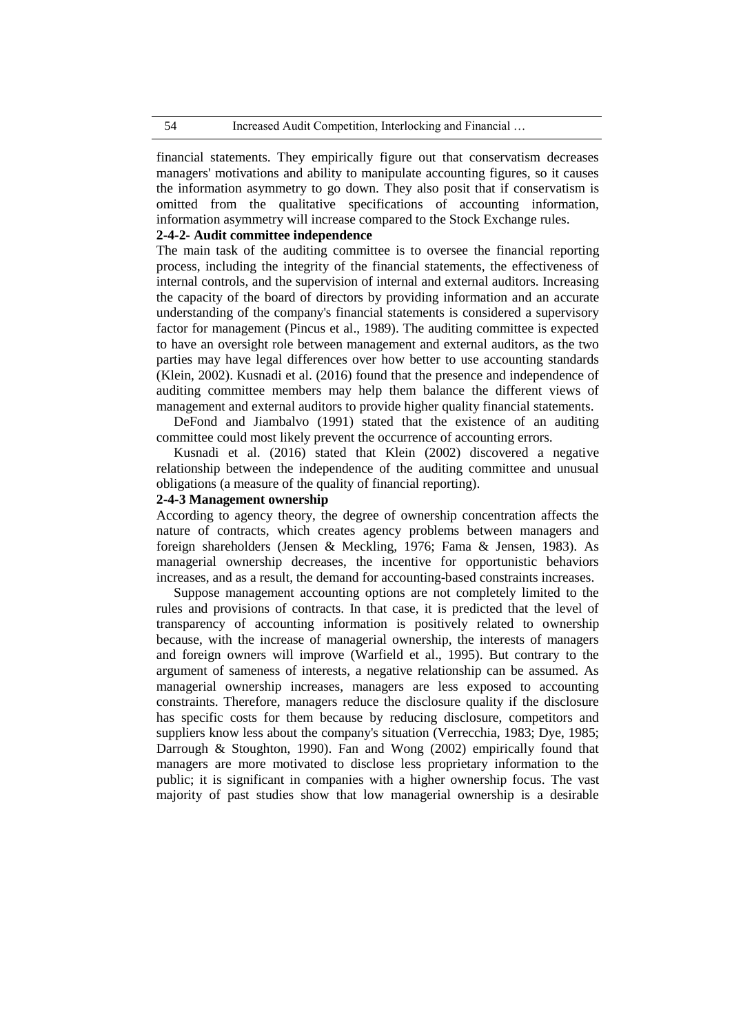financial statements. They empirically figure out that conservatism decreases managers' motivations and ability to manipulate accounting figures, so it causes the information asymmetry to go down. They also posit that if conservatism is omitted from the qualitative specifications of accounting information, information asymmetry will increase compared to the Stock Exchange rules.

### 2-4-2- Audit committee independence

The main task of the auditing committee is to oversee the financial reporting process, including the integrity of the financial statements, the effectiveness of internal controls, and the supervision of internal and external auditors. Increasing the capacity of the board of directors by providing information and an accurate understanding of the company's financial statements is considered a supervisory factor for management (Pincus et al., 1989). The auditing committee is expected to have an oversight role between management and external auditors, as the two parties may have legal differences over how better to use accounting standards (Klein, 2002). Kusnadi et al. (2016) found that the presence and independence of auditing committee members may help them balance the different views of management and external auditors to provide higher quality financial statements.

DeFond and Jiambalvo (1991) stated that the existence of an auditing committee could most likely prevent the occurrence of accounting errors.

Kusnadi et al. (2016) stated that Klein (2002) discovered a negative relationship between the independence of the auditing committee and unusual obligations (a measure of the quality of financial reporting).

### 2-4-3 Management ownership

According to agency theory, the degree of ownership concentration affects the nature of contracts, which creates agency problems between managers and foreign shareholders (Jensen & Meckling, 1976; Fama & Jensen, 1983). As managerial ownership decreases, the incentive for opportunistic behaviors increases, and as a result, the demand for accounting-based constraints increases.

Suppose management accounting options are not completely limited to the rules and provisions of contracts. In that case, it is predicted that the level of transparency of accounting information is positively related to ownership because, with the increase of managerial ownership, the interests of managers and foreign owners will improve (Warfield et al., 1995). But contrary to the argument of sameness of interests, a negative relationship can be assumed. As managerial ownership increases, managers are less exposed to accounting constraints. Therefore, managers reduce the disclosure quality if the disclosure has specific costs for them because by reducing disclosure, competitors and suppliers know less about the company's situation (Verrecchia, 1983; Dye, 1985; Darrough & Stoughton, 1990). Fan and Wong (2002) empirically found that managers are more motivated to disclose less proprietary information to the public; it is significant in companies with a higher ownership focus. The vast majority of past studies show that low managerial ownership is a desirable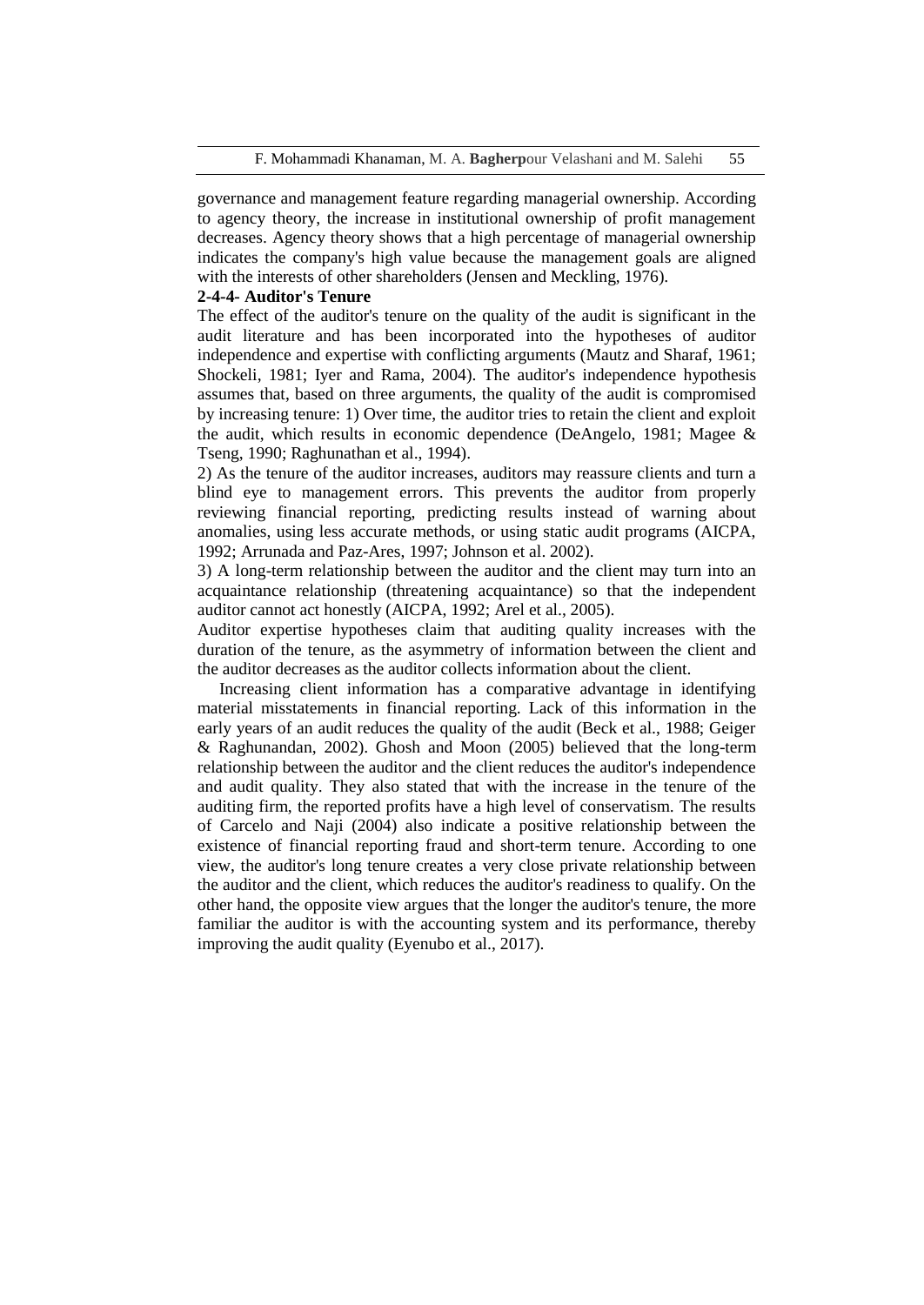governance and management feature regarding managerial ownership. According to agency theory, the increase in institutional ownership of profit management decreases. Agency theory shows that a high percentage of managerial ownership indicates the company's high value because the management goals are aligned with the interests of other shareholders (Jensen and Meckling, 1976).

#### 2-4-4- Auditor's Tenure

The effect of the auditor's tenure on the quality of the audit is significant in the audit literature and has been incorporated into the hypotheses of auditor independence and expertise with conflicting arguments (Mautz and Sharaf, 1961; Shockeli, 1981; Iyer and Rama, 2004). The auditor's independence hypothesis assumes that, based on three arguments, the quality of the audit is compromised by increasing tenure: 1) Over time, the auditor tries to retain the client and exploit the audit, which results in economic dependence (DeAngelo, 1981; Magee & Tseng, 1990; Raghunathan et al., 1994).

2) As the tenure of the auditor increases, auditors may reassure clients and turn a blind eye to management errors. This prevents the auditor from properly reviewing financial reporting, predicting results instead of warning about anomalies, using less accurate methods, or using static audit programs (AICPA, 1992; Arrunada and Paz-Ares, 1997; Johnson et al. 2002).

3) A long-term relationship between the auditor and the client may turn into an acquaintance relationship (threatening acquaintance) so that the independent auditor cannot act honestly (AICPA, 1992; Arel et al., 2005).

Auditor expertise hypotheses claim that auditing quality increases with the duration of the tenure, as the asymmetry of information between the client and the auditor decreases as the auditor collects information about the client.

Increasing client information has a comparative advantage in identifying material misstatements in financial reporting. Lack of this information in the early years of an audit reduces the quality of the audit (Beck et al., 1988; Geiger & Raghunandan, 2002). Ghosh and Moon (2005) believed that the long-term relationship between the auditor and the client reduces the auditor's independence and audit quality. They also stated that with the increase in the tenure of the auditing firm, the reported profits have a high level of conservatism. The results of Carcelo and Naji (2004) also indicate a positive relationship between the existence of financial reporting fraud and short-term tenure. According to one view, the auditor's long tenure creates a very close private relationship between the auditor and the client, which reduces the auditor's readiness to qualify. On the other hand, the opposite view argues that the longer the auditor's tenure, the more familiar the auditor is with the accounting system and its performance, thereby improving the audit quality (Eyenubo et al., 2017).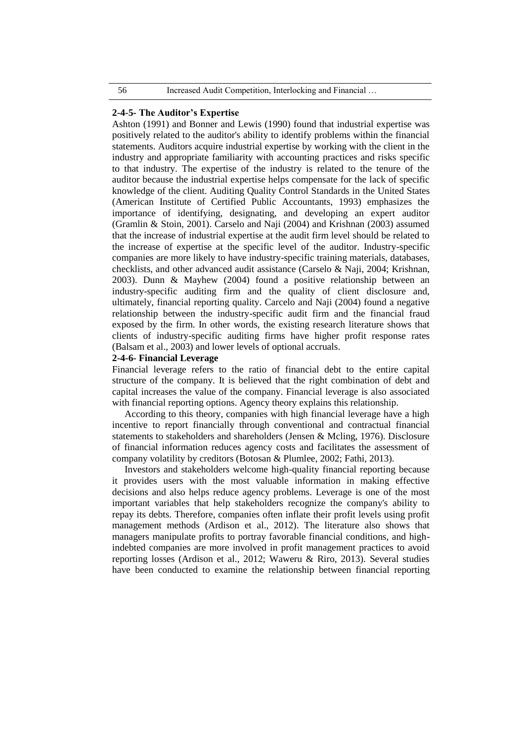### 2-4-5- The Auditor's Expertise

Ashton (1991) and Bonner and Lewis (1990) found that industrial expertise was positively related to the auditor's ability to identify problems within the financial statements. Auditors acquire industrial expertise by working with the client in the industry and appropriate familiarity with accounting practices and risks specific to that industry. The expertise of the industry is related to the tenure of the auditor because the industrial expertise helps compensate for the lack of specific knowledge of the client. Auditing Quality Control Standards in the United States (American Institute of Certified Public Accountants, 1993) emphasizes the importance of identifying, designating, and developing an expert auditor (Gramlin & Stoin, 2001). Carselo and Naji (2004) and Krishnan (2003) assumed that the increase of industrial expertise at the audit firm level should be related to the increase of expertise at the specific level of the auditor. Industry-specific companies are more likely to have industry-specific training materials, databases, checklists, and other advanced audit assistance (Carselo & Naji, 2004; Krishnan, 2003). Dunn & Mayhew (2004) found a positive relationship between an industry-specific auditing firm and the quality of client disclosure and, ultimately, financial reporting quality. Carcelo and Naji (2004) found a negative relationship between the industry-specific audit firm and the financial fraud exposed by the firm. In other words, the existing research literature shows that clients of industry-specific auditing firms have higher profit response rates (Balsam et al., 2003) and lower levels of optional accruals.

### 2-4-6- Financial Leverage

Financial leverage refers to the ratio of financial debt to the entire capital structure of the company. It is believed that the right combination of debt and capital increases the value of the company. Financial leverage is also associated with financial reporting options. Agency theory explains this relationship.

According to this theory, companies with high financial leverage have a high incentive to report financially through conventional and contractual financial statements to stakeholders and shareholders (Jensen & Mcling, 1976). Disclosure of financial information reduces agency costs and facilitates the assessment of company volatility by creditors (Botosan & Plumlee, 2002; Fathi, 2013).

Investors and stakeholders welcome high-quality financial reporting because it provides users with the most valuable information in making effective decisions and also helps reduce agency problems. Leverage is one of the most important variables that help stakeholders recognize the company's ability to repay its debts. Therefore, companies often inflate their profit levels using profit management methods (Ardison et al., 2012). The literature also shows that managers manipulate profits to portray favorable financial conditions, and high-indebted companies are more involved in profit management practices to avoid reporting losses (Ardison et al., 2012; Waweru & Riro, 2013). Several studies have been conducted to examine the relationship between financial reporting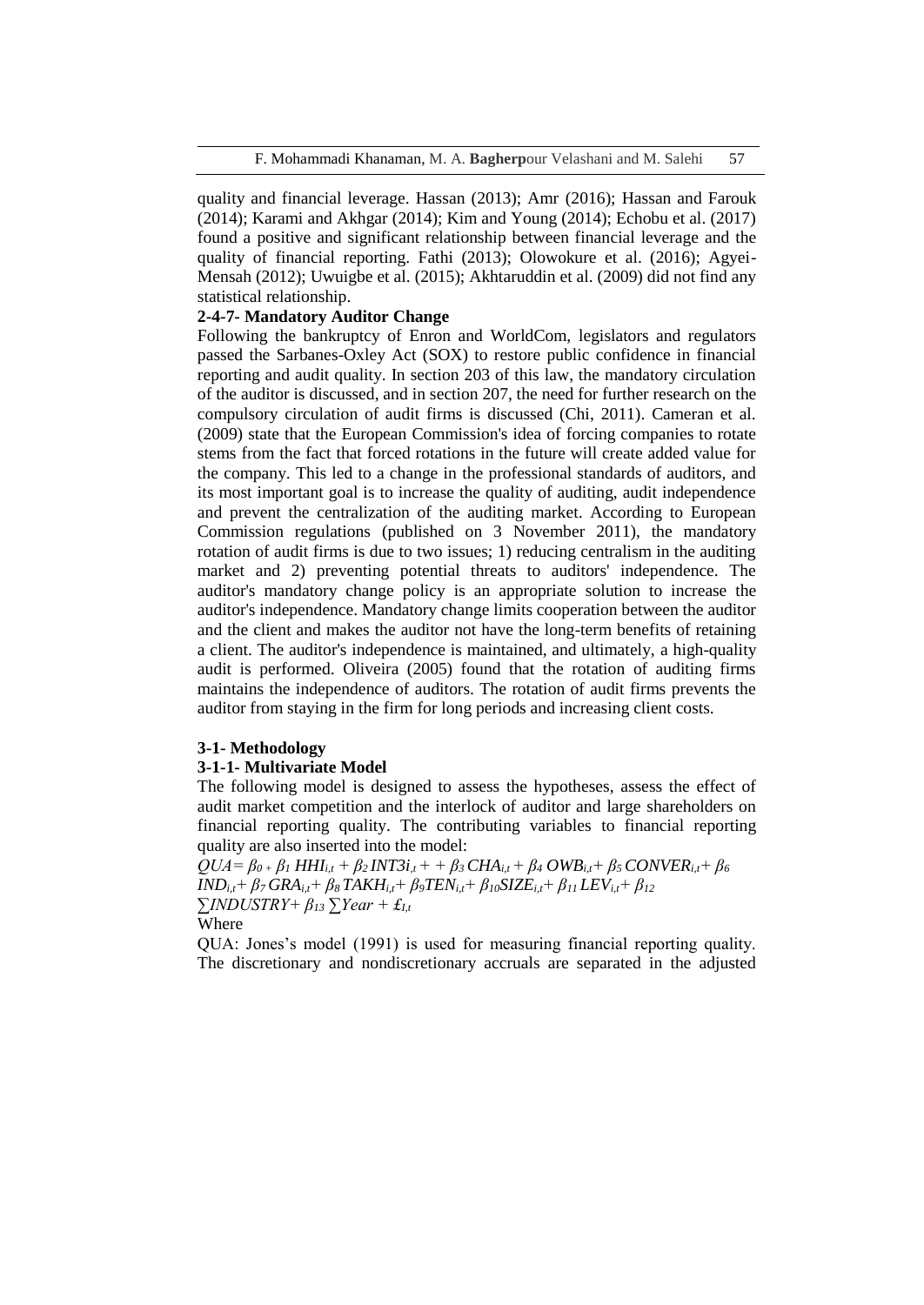quality and financial leverage. Hassan (2013); Amr (2016); Hassan and Farouk (2014); Karami and Akhgar (2014); Kim and Young (2014); Echobu et al. (2017) found a positive and significant relationship between financial leverage and the quality of financial reporting. Fathi (2013); Olowokure et al. (2016); Agyei-Mensah (2012); Uwuigbe et al. (2015); Akhtaruddin et al. (2009) did not find any statistical relationship.

**2-4-7- Mandatory Auditor Change**

Following the bankruptcy of Enron and WorldCom, legislators and regulators passed the Sarbanes-Oxley Act (SOX) to restore public confidence in financial reporting and audit quality. In section 203 of this law, the mandatory circulation of the auditor is discussed, and in section 207, the need for further research on the compulsory circulation of audit firms is discussed (Chi, 2011). Cameran et al. (2009) state that the European Commission's idea of forcing companies to rotate stems from the fact that forced rotations in the future will create added value for the company. This led to a change in the professional standards of auditors, and its most important goal is to increase the quality of auditing, audit independence and prevent the centralization of the auditing market. According to European Commission regulations (published on 3 November 2011), the mandatory rotation of audit firms is due to two issues; 1) reducing centralism in the auditing market and 2) preventing potential threats to auditors' independence. The auditor's mandatory change policy is an appropriate solution to increase the auditor's independence. Mandatory change limits cooperation between the auditor and the client and makes the auditor not have the long-term benefits of retaining a client. The auditor's independence is maintained, and ultimately, a high-quality audit is performed. Oliveira (2005) found that the rotation of auditing firms maintains the independence of auditors. The rotation of audit firms prevents the auditor from staying in the firm for long periods and increasing client costs.

**3-1- Methodology**

**3-1-1- Multivariate Model**

The following model is designed to assess the hypotheses, assess the effect of audit market competition and the interlock of auditor and large shareholders on financial reporting quality. The contributing variables to financial reporting quality are also inserted into the model:

$$QUA = \beta_0 + \beta_1 HHI_{i,t} + \beta_2 INT3_{i,t} + + \beta_3 CHA_{i,t} + \beta_4 OWB_{i,t} + \beta_5 CONVER_{i,t} + \beta_6 IND_{i,t} + \beta_7 GRA_{i,t} + \beta_8 TAKH_{i,t} + \beta_9 TEN_{i,t} + \beta_{10} SIZE_{i,t} + \beta_{11} LEV_{i,t} + \beta_{12} \sum INDUSTRY + \beta_{13} \sum Year + \pounds_{I,t}$$

Where

QUA: Jones's model (1991) is used for measuring financial reporting quality. The discretionary and nondiscretionary accruals are separated in the adjusted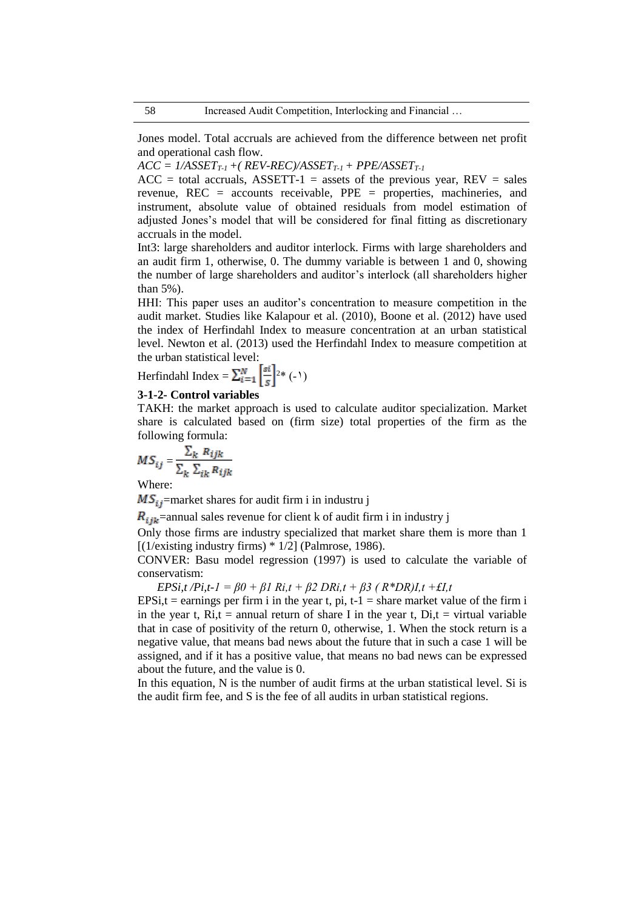Jones model. Total accruals are achieved from the difference between net profit and operational cash flow.

$ACC = 1/ASSET_{T-1} + (REV-REC)/ASSET_{T-1} + PPE/ASSET_{T-1}$

ACC = total accruals, ASSETT-1 = assets of the previous year, REV = sales revenue, REC = accounts receivable, PPE = properties, machineries, and instrument, absolute value of obtained residuals from model estimation of adjusted Jones's model that will be considered for final fitting as discretionary accruals in the model.

Int3: large shareholders and auditor interlock. Firms with large shareholders and an audit firm 1, otherwise, 0. The dummy variable is between 1 and 0, showing the number of large shareholders and auditor's interlock (all shareholders higher than 5%).

HHI: This paper uses an auditor's concentration to measure competition in the audit market. Studies like Kalapour et al. (2010), Boone et al. (2012) have used the index of Herfindahl Index to measure concentration at an urban statistical level. Newton et al. (2013) used the Herfindahl Index to measure competition at the urban statistical level:

Herfindahl Index = $\sum_{i=1}^{N} \left[\frac{si}{s}\right]^{2}$ * (-۱)

### 3-1-2- Control variables

TAKH: the market approach is used to calculate auditor specialization. Market share is calculated based on (firm size) total properties of the firm as the following formula:

$$MS_{ij} = \frac{\sum_k R_{ijk}}{\sum_k \sum_{ik} R_{ijk}}$$

Where:

$MS_{ij}$=market shares for audit firm i in industru j

$R_{ijk}$=annual sales revenue for client k of audit firm i in industry j

Only those firms are industry specialized that market share them is more than 1 [(1/existing industry firms) * 1/2] (Palmrose, 1986).

CONVER: Basu model regression (1997) is used to calculate the variable of conservatism:

$EPSi,t /Pi,t\text{-}1 = \beta 0 + \beta 1\ Ri,t + \beta 2\ DRi,t + \beta 3\ (R*DR)I,t + \pounds I,t$

EPSi,t = earnings per firm i in the year t, pi, t-1 = share market value of the firm i in the year t, Ri,t = annual return of share I in the year t, Di,t = virtual variable that in case of positivity of the return 0, otherwise, 1. When the stock return is a negative value, that means bad news about the future that in such a case 1 will be assigned, and if it has a positive value, that means no bad news can be expressed about the future, and the value is 0.

In this equation, N is the number of audit firms at the urban statistical level. Si is the audit firm fee, and S is the fee of all audits in urban statistical regions.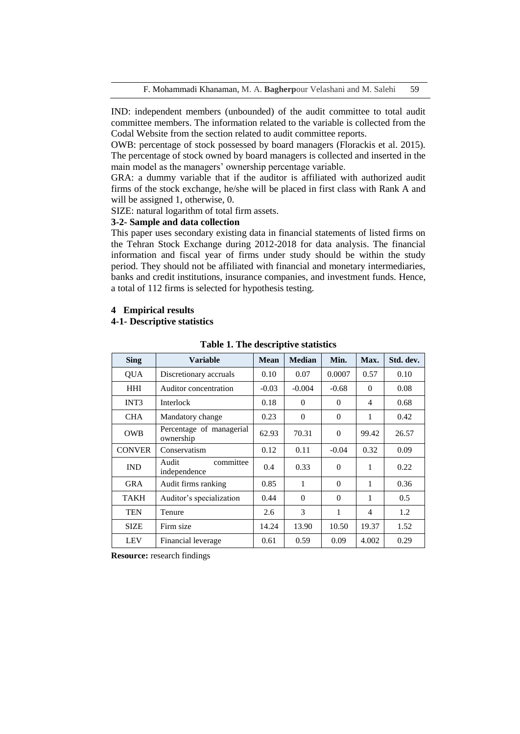IND: independent members (unbounded) of the audit committee to total audit committee members. The information related to the variable is collected from the Codal Website from the section related to audit committee reports.

OWB: percentage of stock possessed by board managers (Florackis et al. 2015). The percentage of stock owned by board managers is collected and inserted in the main model as the managers' ownership percentage variable.

GRA: a dummy variable that if the auditor is affiliated with authorized audit firms of the stock exchange, he/she will be placed in first class with Rank A and will be assigned 1, otherwise, 0.

SIZE: natural logarithm of total firm assets.

### 3-2- Sample and data collection

This paper uses secondary existing data in financial statements of listed firms on the Tehran Stock Exchange during 2012-2018 for data analysis. The financial information and fiscal year of firms under study should be within the study period. They should not be affiliated with financial and monetary intermediaries, banks and credit institutions, insurance companies, and investment funds. Hence, a total of 112 firms is selected for hypothesis testing.

## 4 Empirical results

### 4-1- Descriptive statistics

**Table 1. The descriptive statistics**

| Sing | Variable | Mean | Median | Min. | Max. | Std. dev. |
|---|---|---|---|---|---|---|
| QUA | Discretionary accruals | 0.10 | 0.07 | 0.0007 | 0.57 | 0.10 |
| HHI | Auditor concentration | -0.03 | -0.004 | -0.68 | 0 | 0.08 |
| INT3 | Interlock | 0.18 | 0 | 0 | 4 | 0.68 |
| CHA | Mandatory change | 0.23 | 0 | 0 | 1 | 0.42 |
| OWB | Percentage of managerial ownership | 62.93 | 70.31 | 0 | 99.42 | 26.57 |
| CONVER | Conservatism | 0.12 | 0.11 | -0.04 | 0.32 | 0.09 |
| IND | Audit committee independence | 0.4 | 0.33 | 0 | 1 | 0.22 |
| GRA | Audit firms ranking | 0.85 | 1 | 0 | 1 | 0.36 |
| TAKH | Auditor's specialization | 0.44 | 0 | 0 | 1 | 0.5 |
| TEN | Tenure | 2.6 | 3 | 1 | 4 | 1.2 |
| SIZE | Firm size | 14.24 | 13.90 | 10.50 | 19.37 | 1.52 |
| LEV | Financial leverage | 0.61 | 0.59 | 0.09 | 4.002 | 0.29 |

**Resource:** research findings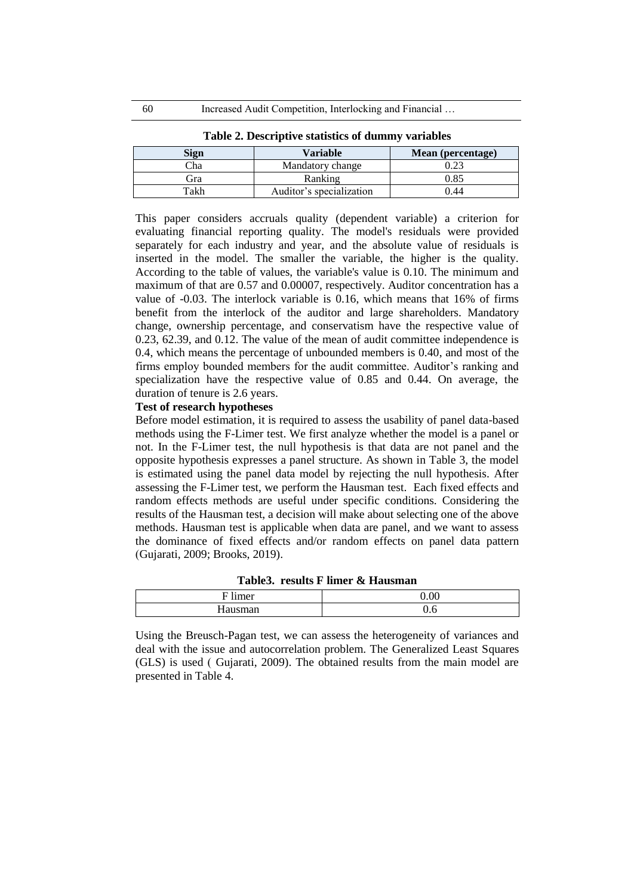**Table 2. Descriptive statistics of dummy variables**

| Sign | Variable | Mean (percentage) |
| --- | --- | --- |
| Cha | Mandatory change | 0.23 |
| Gra | Ranking | 0.85 |
| Takh | Auditor's specialization | 0.44 |

This paper considers accruals quality (dependent variable) a criterion for evaluating financial reporting quality. The model's residuals were provided separately for each industry and year, and the absolute value of residuals is inserted in the model. The smaller the variable, the higher is the quality. According to the table of values, the variable's value is 0.10. The minimum and maximum of that are 0.57 and 0.00007, respectively. Auditor concentration has a value of -0.03. The interlock variable is 0.16, which means that 16% of firms benefit from the interlock of the auditor and large shareholders. Mandatory change, ownership percentage, and conservatism have the respective value of 0.23, 62.39, and 0.12. The value of the mean of audit committee independence is 0.4, which means the percentage of unbounded members is 0.40, and most of the firms employ bounded members for the audit committee. Auditor's ranking and specialization have the respective value of 0.85 and 0.44. On average, the duration of tenure is 2.6 years.

**Test of research hypotheses**

Before model estimation, it is required to assess the usability of panel data-based methods using the F-Limer test. We first analyze whether the model is a panel or not. In the F-Limer test, the null hypothesis is that data are not panel and the opposite hypothesis expresses a panel structure. As shown in Table 3, the model is estimated using the panel data model by rejecting the null hypothesis. After assessing the F-Limer test, we perform the Hausman test. Each fixed effects and random effects methods are useful under specific conditions. Considering the results of the Hausman test, a decision will make about selecting one of the above methods. Hausman test is applicable when data are panel, and we want to assess the dominance of fixed effects and/or random effects on panel data pattern (Gujarati, 2009; Brooks, 2019).

**Table3. results F limer & Hausman**

| | |
| --- | --- |
| F limer | 0.00 |
| Hausman | 0.6 |

Using the Breusch-Pagan test, we can assess the heterogeneity of variances and deal with the issue and autocorrelation problem. The Generalized Least Squares (GLS) is used ( Gujarati, 2009). The obtained results from the main model are presented in Table 4.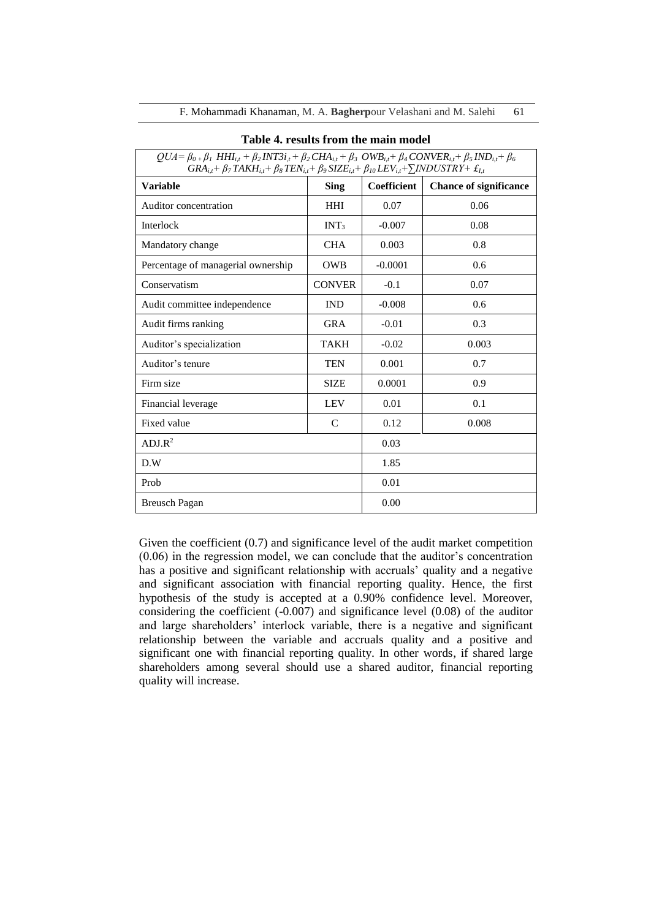**Table 4. results from the main model**

| $QUA= \beta_0 + \beta_1\ HHI_{i,t} + \beta_2\ INT3i_{,t} + \beta_2\ CHA_{i,t} + \beta_3\ OWB_{i,t} + \beta_4\ CONVER_{i,t} + \beta_5\ IND_{i,t} + \beta_6\ GRA_{i,t} + \beta_7\ TAKH_{i,t} + \beta_8\ TEN_{i,t} + \beta_9\ SIZE_{i,t} + \beta_{10}\ LEV_{i,t} + \sum INDUSTRY + \pounds_{I,t}$ | | | |
|---|---|---|---|
| **Variable** | **Sing** | **Coefficient** | **Chance of significance** |
| Auditor concentration | HHI | 0.07 | 0.06 |
| Interlock | $INT_3$ | -0.007 | 0.08 |
| Mandatory change | CHA | 0.003 | 0.8 |
| Percentage of managerial ownership | OWB | -0.0001 | 0.6 |
| Conservatism | CONVER | -0.1 | 0.07 |
| Audit committee independence | IND | -0.008 | 0.6 |
| Audit firms ranking | GRA | -0.01 | 0.3 |
| Auditor's specialization | TAKH | -0.02 | 0.003 |
| Auditor's tenure | TEN | 0.001 | 0.7 |
| Firm size | SIZE | 0.0001 | 0.9 |
| Financial leverage | LEV | 0.01 | 0.1 |
| Fixed value | C | 0.12 | 0.008 |
| $ADJ.R^2$ | | 0.03 | |
| D.W | | 1.85 | |
| Prob | | 0.01 | |
| Breusch Pagan | | 0.00 | |

Given the coefficient (0.7) and significance level of the audit market competition (0.06) in the regression model, we can conclude that the auditor's concentration has a positive and significant relationship with accruals' quality and a negative and significant association with financial reporting quality. Hence, the first hypothesis of the study is accepted at a 0.90% confidence level. Moreover, considering the coefficient (-0.007) and significance level (0.08) of the auditor and large shareholders' interlock variable, there is a negative and significant relationship between the variable and accruals quality and a positive and significant one with financial reporting quality. In other words, if shared large shareholders among several should use a shared auditor, financial reporting quality will increase.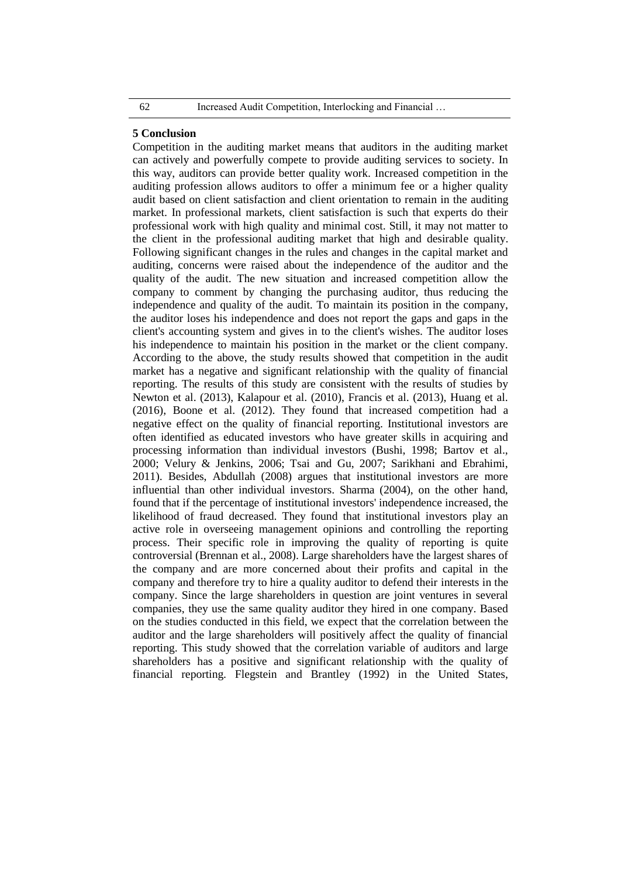## 5 Conclusion

Competition in the auditing market means that auditors in the auditing market can actively and powerfully compete to provide auditing services to society. In this way, auditors can provide better quality work. Increased competition in the auditing profession allows auditors to offer a minimum fee or a higher quality audit based on client satisfaction and client orientation to remain in the auditing market. In professional markets, client satisfaction is such that experts do their professional work with high quality and minimal cost. Still, it may not matter to the client in the professional auditing market that high and desirable quality. Following significant changes in the rules and changes in the capital market and auditing, concerns were raised about the independence of the auditor and the quality of the audit. The new situation and increased competition allow the company to comment by changing the purchasing auditor, thus reducing the independence and quality of the audit. To maintain its position in the company, the auditor loses his independence and does not report the gaps and gaps in the client's accounting system and gives in to the client's wishes. The auditor loses his independence to maintain his position in the market or the client company. According to the above, the study results showed that competition in the audit market has a negative and significant relationship with the quality of financial reporting. The results of this study are consistent with the results of studies by Newton et al. (2013), Kalapour et al. (2010), Francis et al. (2013), Huang et al. (2016), Boone et al. (2012). They found that increased competition had a negative effect on the quality of financial reporting. Institutional investors are often identified as educated investors who have greater skills in acquiring and processing information than individual investors (Bushi, 1998; Bartov et al., 2000; Velury & Jenkins, 2006; Tsai and Gu, 2007; Sarikhani and Ebrahimi, 2011). Besides, Abdullah (2008) argues that institutional investors are more influential than other individual investors. Sharma (2004), on the other hand, found that if the percentage of institutional investors' independence increased, the likelihood of fraud decreased. They found that institutional investors play an active role in overseeing management opinions and controlling the reporting process. Their specific role in improving the quality of reporting is quite controversial (Brennan et al., 2008). Large shareholders have the largest shares of the company and are more concerned about their profits and capital in the company and therefore try to hire a quality auditor to defend their interests in the company. Since the large shareholders in question are joint ventures in several companies, they use the same quality auditor they hired in one company. Based on the studies conducted in this field, we expect that the correlation between the auditor and the large shareholders will positively affect the quality of financial reporting. This study showed that the correlation variable of auditors and large shareholders has a positive and significant relationship with the quality of financial reporting. Flegstein and Brantley (1992) in the United States,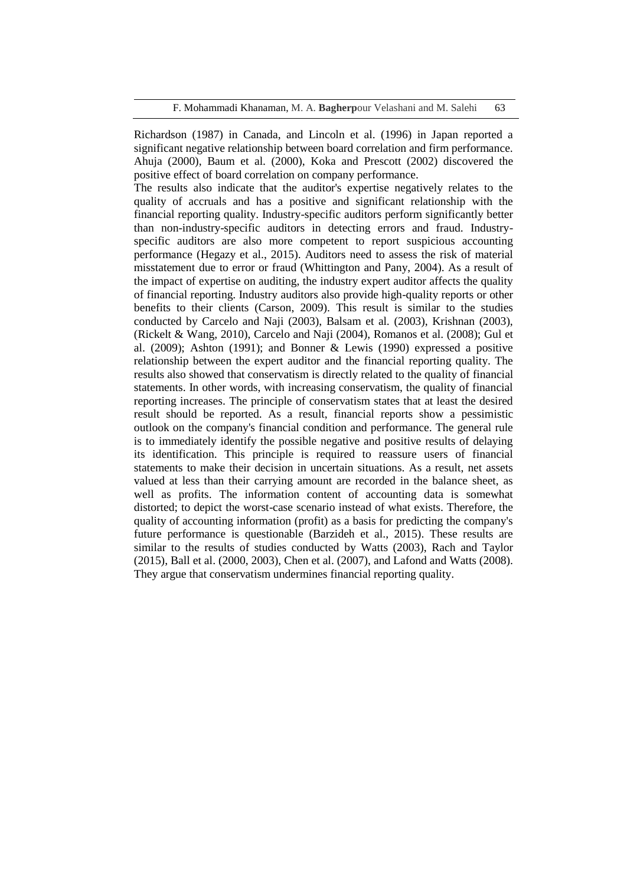Richardson (1987) in Canada, and Lincoln et al. (1996) in Japan reported a significant negative relationship between board correlation and firm performance. Ahuja (2000), Baum et al. (2000), Koka and Prescott (2002) discovered the positive effect of board correlation on company performance.

The results also indicate that the auditor's expertise negatively relates to the quality of accruals and has a positive and significant relationship with the financial reporting quality. Industry-specific auditors perform significantly better than non-industry-specific auditors in detecting errors and fraud. Industry-specific auditors are also more competent to report suspicious accounting performance (Hegazy et al., 2015). Auditors need to assess the risk of material misstatement due to error or fraud (Whittington and Pany, 2004). As a result of the impact of expertise on auditing, the industry expert auditor affects the quality of financial reporting. Industry auditors also provide high-quality reports or other benefits to their clients (Carson, 2009). This result is similar to the studies conducted by Carcelo and Naji (2003), Balsam et al. (2003), Krishnan (2003), (Rickelt & Wang, 2010), Carcelo and Naji (2004), Romanos et al. (2008); Gul et al. (2009); Ashton (1991); and Bonner & Lewis (1990) expressed a positive relationship between the expert auditor and the financial reporting quality. The results also showed that conservatism is directly related to the quality of financial statements. In other words, with increasing conservatism, the quality of financial reporting increases. The principle of conservatism states that at least the desired result should be reported. As a result, financial reports show a pessimistic outlook on the company's financial condition and performance. The general rule is to immediately identify the possible negative and positive results of delaying its identification. This principle is required to reassure users of financial statements to make their decision in uncertain situations. As a result, net assets valued at less than their carrying amount are recorded in the balance sheet, as well as profits. The information content of accounting data is somewhat distorted; to depict the worst-case scenario instead of what exists. Therefore, the quality of accounting information (profit) as a basis for predicting the company's future performance is questionable (Barzideh et al., 2015). These results are similar to the results of studies conducted by Watts (2003), Rach and Taylor (2015), Ball et al. (2000, 2003), Chen et al. (2007), and Lafond and Watts (2008). They argue that conservatism undermines financial reporting quality.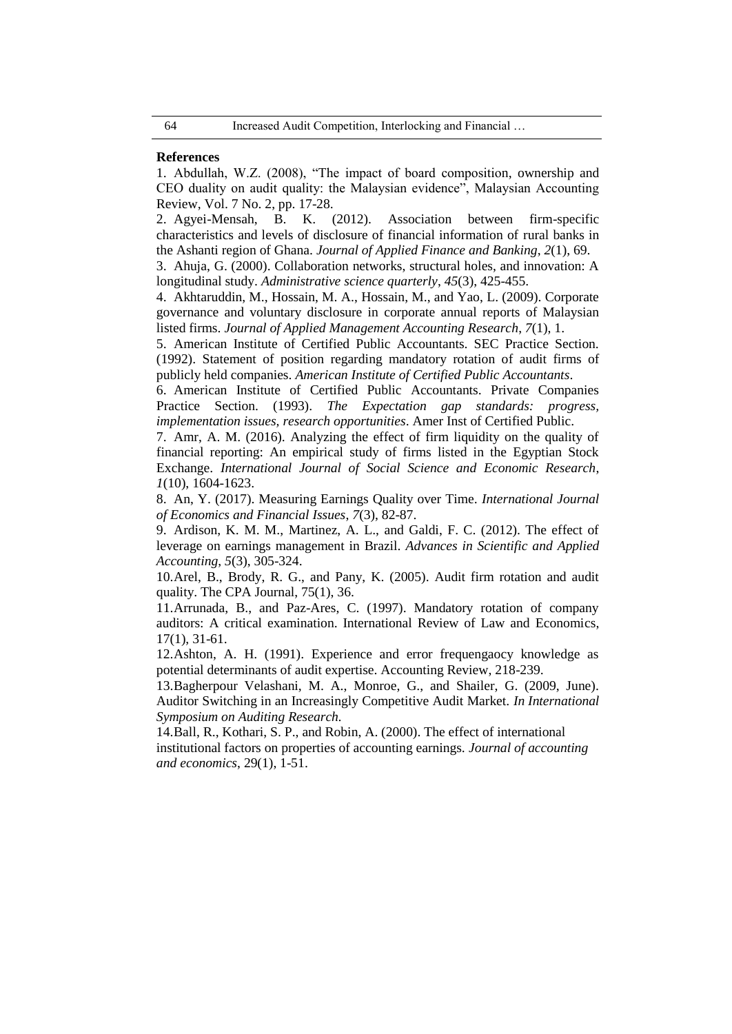**References**

1. Abdullah, W.Z. (2008), “The impact of board composition, ownership and CEO duality on audit quality: the Malaysian evidence”, Malaysian Accounting Review, Vol. 7 No. 2, pp. 17-28.
2. Agyei-Mensah, B. K. (2012). Association between firm-specific characteristics and levels of disclosure of financial information of rural banks in the Ashanti region of Ghana. *Journal of Applied Finance and Banking*, *2*(1), 69.
3. Ahuja, G. (2000). Collaboration networks, structural holes, and innovation: A longitudinal study. *Administrative science quarterly*, *45*(3), 425-455.
4. Akhtaruddin, M., Hossain, M. A., Hossain, M., and Yao, L. (2009). Corporate governance and voluntary disclosure in corporate annual reports of Malaysian listed firms. *Journal of Applied Management Accounting Research*, *7*(1), 1.
5. American Institute of Certified Public Accountants. SEC Practice Section. (1992). Statement of position regarding mandatory rotation of audit firms of publicly held companies. *American Institute of Certified Public Accountants*.
6. American Institute of Certified Public Accountants. Private Companies Practice Section. (1993). *The Expectation gap standards: progress, implementation issues, research opportunities*. Amer Inst of Certified Public.
7. Amr, A. M. (2016). Analyzing the effect of firm liquidity on the quality of financial reporting: An empirical study of firms listed in the Egyptian Stock Exchange. *International Journal of Social Science and Economic Research*, *1*(10), 1604-1623.
8. An, Y. (2017). Measuring Earnings Quality over Time. *International Journal of Economics and Financial Issues*, *7*(3), 82-87.
9. Ardison, K. M. M., Martinez, A. L., and Galdi, F. C. (2012). The effect of leverage on earnings management in Brazil. *Advances in Scientific and Applied Accounting*, *5*(3), 305-324.
10. Arel, B., Brody, R. G., and Pany, K. (2005). Audit firm rotation and audit quality. The CPA Journal, 75(1), 36.
11. Arrunada, B., and Paz-Ares, C. (1997). Mandatory rotation of company auditors: A critical examination. International Review of Law and Economics, 17(1), 31-61.
12. Ashton, A. H. (1991). Experience and error frequengaocy knowledge as potential determinants of audit expertise. Accounting Review, 218-239.
13. Bagherpour Velashani, M. A., Monroe, G., and Shailer, G. (2009, June). Auditor Switching in an Increasingly Competitive Audit Market. *In International Symposium on Auditing Research.*
14. Ball, R., Kothari, S. P., and Robin, A. (2000). The effect of international institutional factors on properties of accounting earnings. *Journal of accounting and economics*, 29(1), 1-51.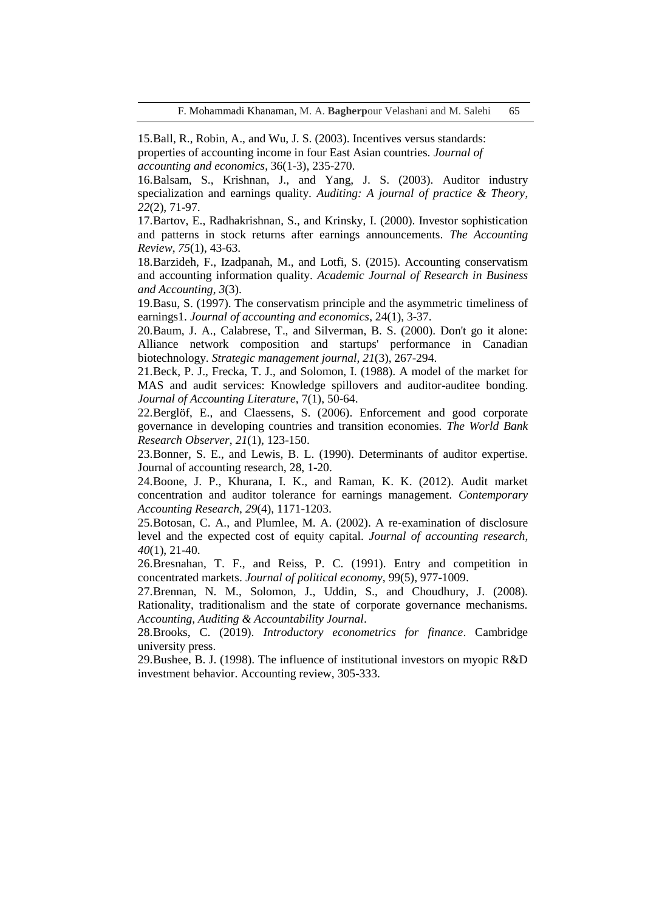15.Ball, R., Robin, A., and Wu, J. S. (2003). Incentives versus standards: properties of accounting income in four East Asian countries. *Journal of accounting and economics*, 36(1-3), 235-270.

16.Balsam, S., Krishnan, J., and Yang, J. S. (2003). Auditor industry specialization and earnings quality. *Auditing: A journal of practice & Theory*, *22*(2), 71-97.

17.Bartov, E., Radhakrishnan, S., and Krinsky, I. (2000). Investor sophistication and patterns in stock returns after earnings announcements. *The Accounting Review*, *75*(1), 43-63.

18.Barzideh, F., Izadpanah, M., and Lotfi, S. (2015). Accounting conservatism and accounting information quality. *Academic Journal of Research in Business and Accounting*, *3*(3).

19.Basu, S. (1997). The conservatism principle and the asymmetric timeliness of earnings1. *Journal of accounting and economics*, 24(1), 3-37.

20.Baum, J. A., Calabrese, T., and Silverman, B. S. (2000). Don't go it alone: Alliance network composition and startups' performance in Canadian biotechnology. *Strategic management journal*, *21*(3), 267-294.

21.Beck, P. J., Frecka, T. J., and Solomon, I. (1988). A model of the market for MAS and audit services: Knowledge spillovers and auditor-auditee bonding. *Journal of Accounting Literature*, 7(1), 50-64.

22.Berglöf, E., and Claessens, S. (2006). Enforcement and good corporate governance in developing countries and transition economies. *The World Bank Research Observer*, *21*(1), 123-150.

23.Bonner, S. E., and Lewis, B. L. (1990). Determinants of auditor expertise. Journal of accounting research, 28, 1-20.

24.Boone, J. P., Khurana, I. K., and Raman, K. K. (2012). Audit market concentration and auditor tolerance for earnings management. *Contemporary Accounting Research*, *29*(4), 1171-1203.

25.Botosan, C. A., and Plumlee, M. A. (2002). A re-examination of disclosure level and the expected cost of equity capital. *Journal of accounting research*, *40*(1), 21-40.

26.Bresnahan, T. F., and Reiss, P. C. (1991). Entry and competition in concentrated markets. *Journal of political economy*, 99(5), 977-1009.

27.Brennan, N. M., Solomon, J., Uddin, S., and Choudhury, J. (2008). Rationality, traditionalism and the state of corporate governance mechanisms. *Accounting, Auditing & Accountability Journal*.

28.Brooks, C. (2019). *Introductory econometrics for finance*. Cambridge university press.

29.Bushee, B. J. (1998). The influence of institutional investors on myopic R&D investment behavior. Accounting review, 305-333.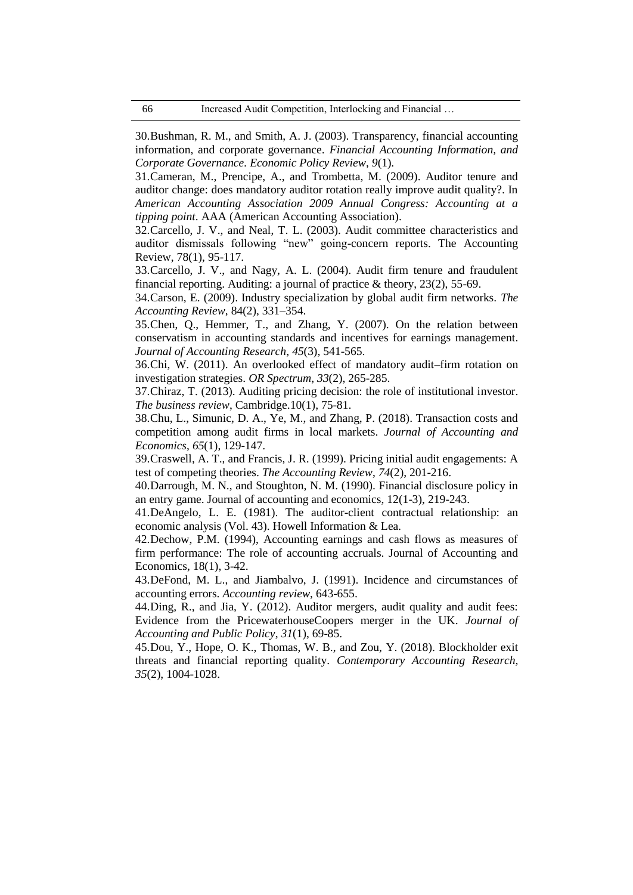30.Bushman, R. M., and Smith, A. J. (2003). Transparency, financial accounting information, and corporate governance. *Financial Accounting Information, and Corporate Governance. Economic Policy Review*, *9*(1).

31.Cameran, M., Prencipe, A., and Trombetta, M. (2009). Auditor tenure and auditor change: does mandatory auditor rotation really improve audit quality?. In *American Accounting Association 2009 Annual Congress: Accounting at a tipping point*. AAA (American Accounting Association).

32.Carcello, J. V., and Neal, T. L. (2003). Audit committee characteristics and auditor dismissals following "new" going-concern reports. The Accounting Review, 78(1), 95-117.

33.Carcello, J. V., and Nagy, A. L. (2004). Audit firm tenure and fraudulent financial reporting. Auditing: a journal of practice & theory, 23(2), 55-69.

34.Carson, E. (2009). Industry specialization by global audit firm networks. *The Accounting Review*, 84(2), 331–354.

35.Chen, Q., Hemmer, T., and Zhang, Y. (2007). On the relation between conservatism in accounting standards and incentives for earnings management. *Journal of Accounting Research*, *45*(3), 541-565.

36.Chi, W. (2011). An overlooked effect of mandatory audit–firm rotation on investigation strategies. *OR Spectrum*, *33*(2), 265-285.

37.Chiraz, T. (2013). Auditing pricing decision: the role of institutional investor. *The business review*, Cambridge.10(1), 75-81.

38.Chu, L., Simunic, D. A., Ye, M., and Zhang, P. (2018). Transaction costs and competition among audit firms in local markets. *Journal of Accounting and Economics*, *65*(1), 129-147.

39.Craswell, A. T., and Francis, J. R. (1999). Pricing initial audit engagements: A test of competing theories. *The Accounting Review*, *74*(2), 201-216.

40.Darrough, M. N., and Stoughton, N. M. (1990). Financial disclosure policy in an entry game. Journal of accounting and economics, 12(1-3), 219-243.

41.DeAngelo, L. E. (1981). The auditor-client contractual relationship: an economic analysis (Vol. 43). Howell Information & Lea.

42.Dechow, P.M. (1994), Accounting earnings and cash flows as measures of firm performance: The role of accounting accruals. Journal of Accounting and Economics, 18(1), 3-42.

43.DeFond, M. L., and Jiambalvo, J. (1991). Incidence and circumstances of accounting errors. *Accounting review*, 643-655.

44.Ding, R., and Jia, Y. (2012). Auditor mergers, audit quality and audit fees: Evidence from the PricewaterhouseCoopers merger in the UK. *Journal of Accounting and Public Policy*, *31*(1), 69-85.

45.Dou, Y., Hope, O. K., Thomas, W. B., and Zou, Y. (2018). Blockholder exit threats and financial reporting quality. *Contemporary Accounting Research*, *35*(2), 1004-1028.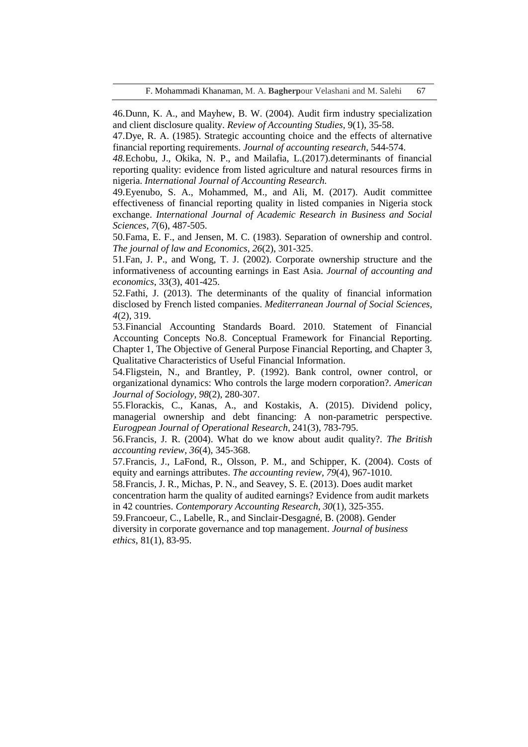46.Dunn, K. A., and Mayhew, B. W. (2004). Audit firm industry specialization and client disclosure quality. *Review of Accounting Studies*, 9(1), 35-58.

47.Dye, R. A. (1985). Strategic accounting choice and the effects of alternative financial reporting requirements. *Journal of accounting research*, 544-574.

*48.*Echobu, J., Okika, N. P., and Mailafia, L.(2017).determinants of financial reporting quality: evidence from listed agriculture and natural resources firms in nigeria. *International Journal of Accounting Research.*

49.Eyenubo, S. A., Mohammed, M., and Ali, M. (2017). Audit committee effectiveness of financial reporting quality in listed companies in Nigeria stock exchange. *International Journal of Academic Research in Business and Social Sciences*, *7*(6), 487-505.

50.Fama, E. F., and Jensen, M. C. (1983). Separation of ownership and control. *The journal of law and Economics*, *26*(2), 301-325.

51.Fan, J. P., and Wong, T. J. (2002). Corporate ownership structure and the informativeness of accounting earnings in East Asia. *Journal of accounting and economics*, 33(3), 401-425.

52.Fathi, J. (2013). The determinants of the quality of financial information disclosed by French listed companies. *Mediterranean Journal of Social Sciences*, *4*(2), 319.

53.Financial Accounting Standards Board. 2010. Statement of Financial Accounting Concepts No.8. Conceptual Framework for Financial Reporting. Chapter 1, The Objective of General Purpose Financial Reporting, and Chapter 3, Qualitative Characteristics of Useful Financial Information.

54.Fligstein, N., and Brantley, P. (1992). Bank control, owner control, or organizational dynamics: Who controls the large modern corporation?. *American Journal of Sociology*, *98*(2), 280-307.

55.Florackis, C., Kanas, A., and Kostakis, A. (2015). Dividend policy, managerial ownership and debt financing: A non-parametric perspective. *Eurogpean Journal of Operational Research*, 241(3), 783-795.

56.Francis, J. R. (2004). What do we know about audit quality?. *The British accounting review*, *36*(4), 345-368.

57.Francis, J., LaFond, R., Olsson, P. M., and Schipper, K. (2004). Costs of equity and earnings attributes. *The accounting review*, *79*(4), 967-1010.

58.Francis, J. R., Michas, P. N., and Seavey, S. E. (2013). Does audit market concentration harm the quality of audited earnings? Evidence from audit markets in 42 countries. *Contemporary Accounting Research*, *30*(1), 325-355.

59.Francoeur, C., Labelle, R., and Sinclair-Desgagné, B. (2008). Gender diversity in corporate governance and top management. *Journal of business ethics*, 81(1), 83-95.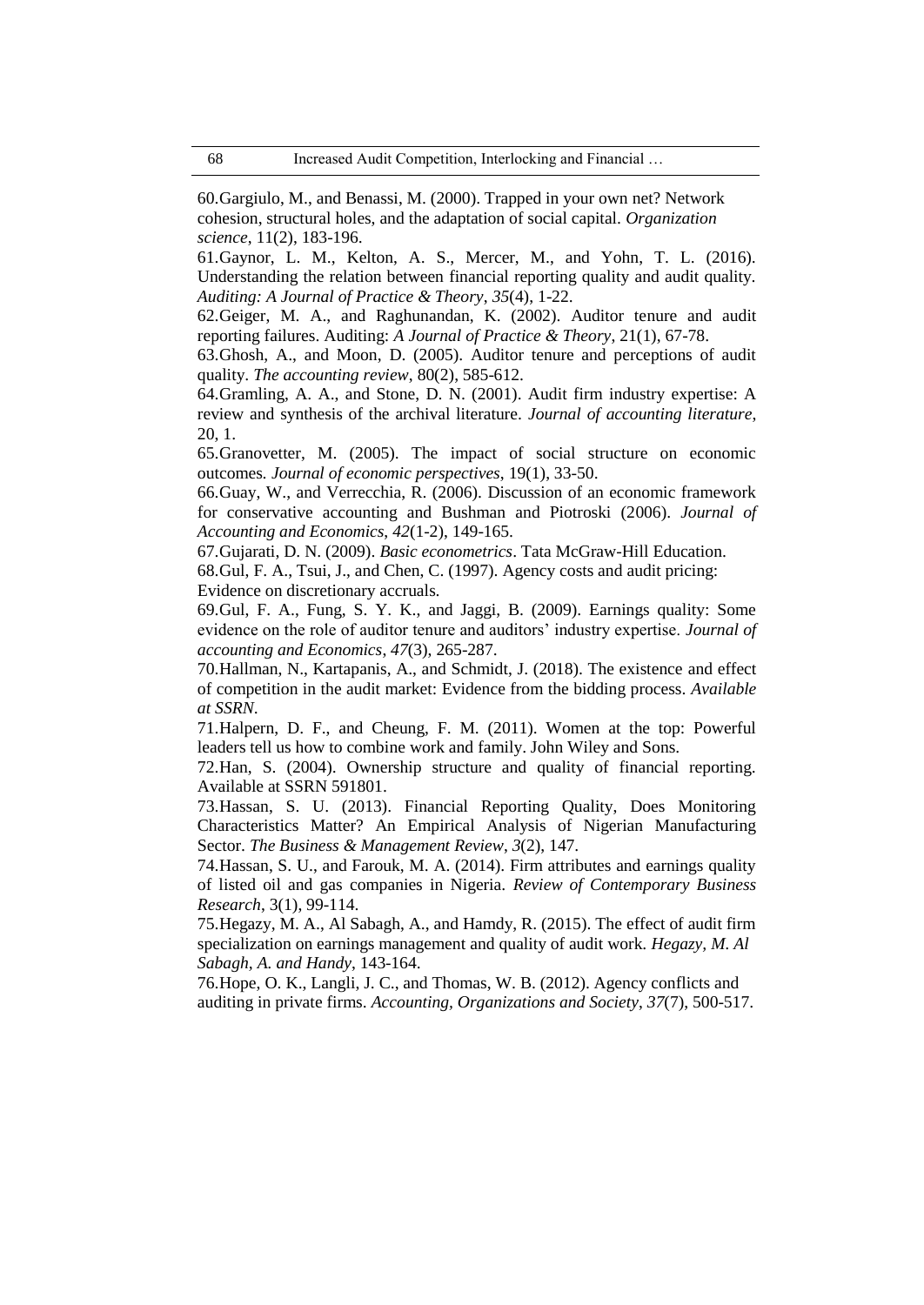60.Gargiulo, M., and Benassi, M. (2000). Trapped in your own net? Network cohesion, structural holes, and the adaptation of social capital. *Organization science*, 11(2), 183-196.

61.Gaynor, L. M., Kelton, A. S., Mercer, M., and Yohn, T. L. (2016). Understanding the relation between financial reporting quality and audit quality. *Auditing: A Journal of Practice & Theory*, *35*(4), 1-22.

62.Geiger, M. A., and Raghunandan, K. (2002). Auditor tenure and audit reporting failures. Auditing: *A Journal of Practice & Theory*, 21(1), 67-78.

63.Ghosh, A., and Moon, D. (2005). Auditor tenure and perceptions of audit quality. *The accounting review*, 80(2), 585-612.

64.Gramling, A. A., and Stone, D. N. (2001). Audit firm industry expertise: A review and synthesis of the archival literature. *Journal of accounting literature*, 20, 1.

65.Granovetter, M. (2005). The impact of social structure on economic outcomes. *Journal of economic perspectives*, 19(1), 33-50.

66.Guay, W., and Verrecchia, R. (2006). Discussion of an economic framework for conservative accounting and Bushman and Piotroski (2006). *Journal of Accounting and Economics*, *42*(1-2), 149-165.

67.Gujarati, D. N. (2009). *Basic econometrics*. Tata McGraw-Hill Education.

68.Gul, F. A., Tsui, J., and Chen, C. (1997). Agency costs and audit pricing: Evidence on discretionary accruals.

69.Gul, F. A., Fung, S. Y. K., and Jaggi, B. (2009). Earnings quality: Some evidence on the role of auditor tenure and auditors' industry expertise. *Journal of accounting and Economics*, *47*(3), 265-287.

70.Hallman, N., Kartapanis, A., and Schmidt, J. (2018). The existence and effect of competition in the audit market: Evidence from the bidding process. *Available at SSRN.*

71.Halpern, D. F., and Cheung, F. M. (2011). Women at the top: Powerful leaders tell us how to combine work and family. John Wiley and Sons.

72.Han, S. (2004). Ownership structure and quality of financial reporting. Available at SSRN 591801.

73.Hassan, S. U. (2013). Financial Reporting Quality, Does Monitoring Characteristics Matter? An Empirical Analysis of Nigerian Manufacturing Sector. *The Business & Management Review*, *3*(2), 147.

74.Hassan, S. U., and Farouk, M. A. (2014). Firm attributes and earnings quality of listed oil and gas companies in Nigeria. *Review of Contemporary Business Research*, 3(1), 99-114.

75.Hegazy, M. A., Al Sabagh, A., and Hamdy, R. (2015). The effect of audit firm specialization on earnings management and quality of audit work. *Hegazy, M. Al Sabagh, A. and Handy*, 143-164.

76.Hope, O. K., Langli, J. C., and Thomas, W. B. (2012). Agency conflicts and auditing in private firms. *Accounting, Organizations and Society*, *37*(7), 500-517.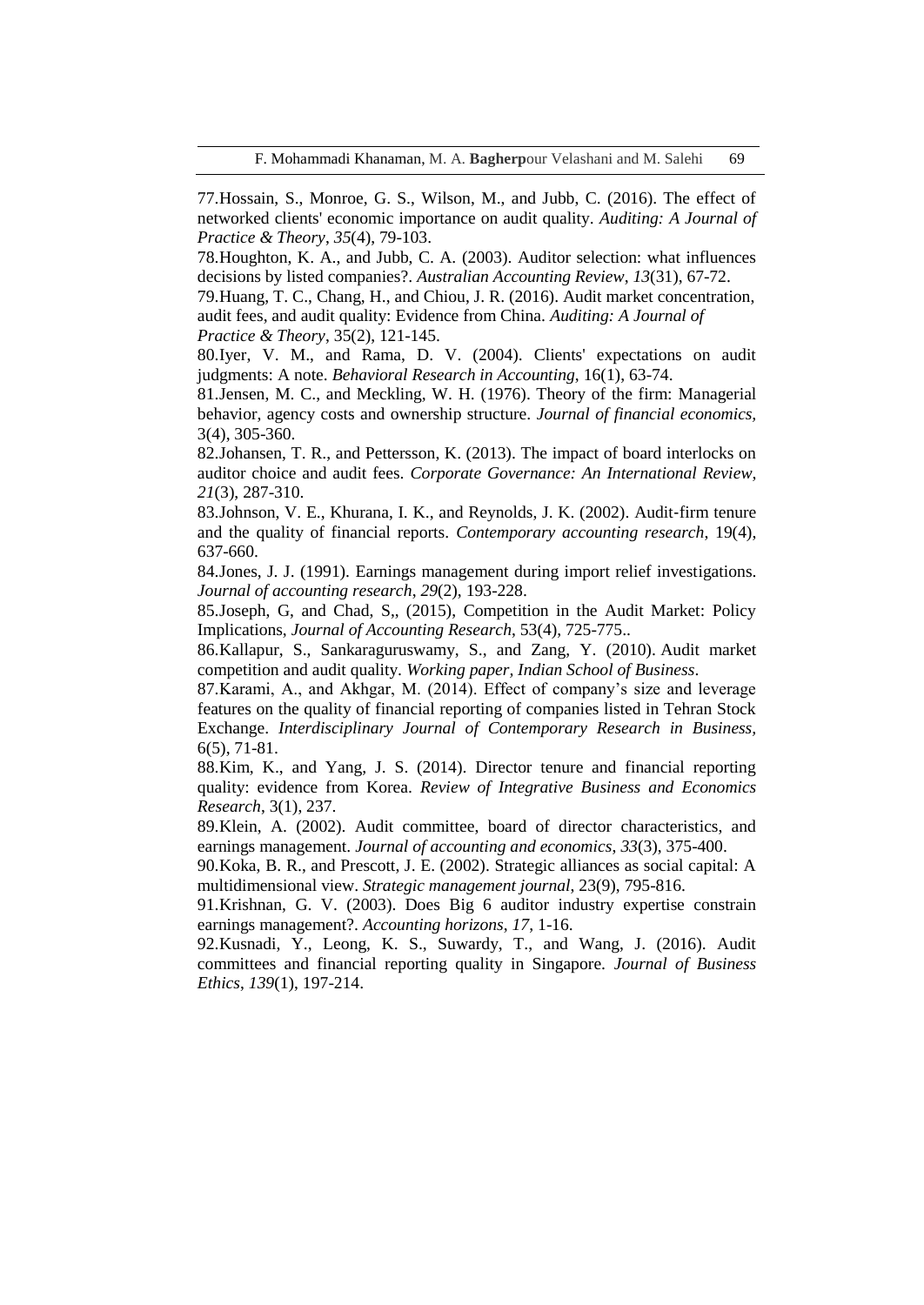77.Hossain, S., Monroe, G. S., Wilson, M., and Jubb, C. (2016). The effect of networked clients' economic importance on audit quality. *Auditing: A Journal of Practice & Theory*, *35*(4), 79-103.

78.Houghton, K. A., and Jubb, C. A. (2003). Auditor selection: what influences decisions by listed companies?. *Australian Accounting Review*, *13*(31), 67-72.

79.Huang, T. C., Chang, H., and Chiou, J. R. (2016). Audit market concentration, audit fees, and audit quality: Evidence from China. *Auditing: A Journal of Practice & Theory*, 35(2), 121-145.

80.Iyer, V. M., and Rama, D. V. (2004). Clients' expectations on audit judgments: A note. *Behavioral Research in Accounting*, 16(1), 63-74.

81.Jensen, M. C., and Meckling, W. H. (1976). Theory of the firm: Managerial behavior, agency costs and ownership structure. *Journal of financial economics*, 3(4), 305-360.

82.Johansen, T. R., and Pettersson, K. (2013). The impact of board interlocks on auditor choice and audit fees. *Corporate Governance: An International Review*, *21*(3), 287-310.

83.Johnson, V. E., Khurana, I. K., and Reynolds, J. K. (2002). Audit‐firm tenure and the quality of financial reports. *Contemporary accounting research*, 19(4), 637-660.

84.Jones, J. J. (1991). Earnings management during import relief investigations. *Journal of accounting research*, *29*(2), 193-228.

85.Joseph, G, and Chad, S,, (2015), Competition in the Audit Market: Policy Implications, *Journal of Accounting Research*, 53(4), 725-775..

86.Kallapur, S., Sankaraguruswamy, S., and Zang, Y. (2010). Audit market competition and audit quality. *Working paper, Indian School of Business*.

87.Karami, A., and Akhgar, M. (2014). Effect of company's size and leverage features on the quality of financial reporting of companies listed in Tehran Stock Exchange. *Interdisciplinary Journal of Contemporary Research in Business*, 6(5), 71-81.

88.Kim, K., and Yang, J. S. (2014). Director tenure and financial reporting quality: evidence from Korea. *Review of Integrative Business and Economics Research*, 3(1), 237.

89.Klein, A. (2002). Audit committee, board of director characteristics, and earnings management. *Journal of accounting and economics*, *33*(3), 375-400.

90.Koka, B. R., and Prescott, J. E. (2002). Strategic alliances as social capital: A multidimensional view. *Strategic management journal*, 23(9), 795-816.

91.Krishnan, G. V. (2003). Does Big 6 auditor industry expertise constrain earnings management?. *Accounting horizons*, *17*, 1-16.

92.Kusnadi, Y., Leong, K. S., Suwardy, T., and Wang, J. (2016). Audit committees and financial reporting quality in Singapore. *Journal of Business Ethics*, *139*(1), 197-214.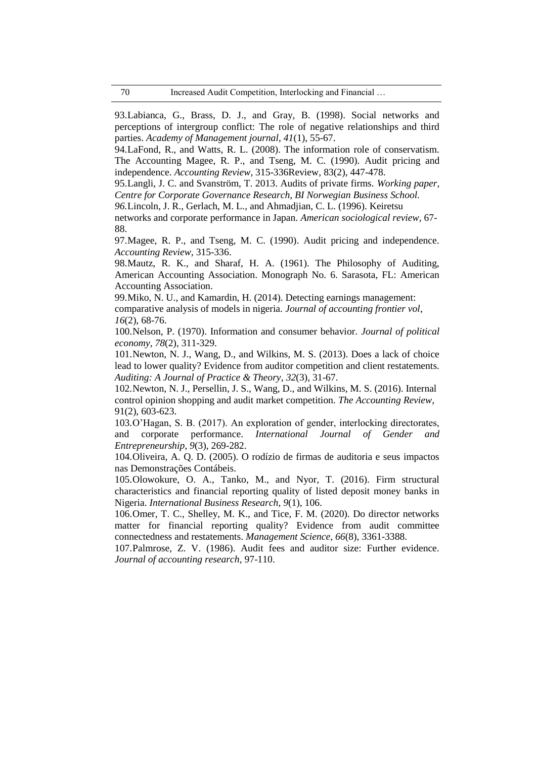93.Labianca, G., Brass, D. J., and Gray, B. (1998). Social networks and perceptions of intergroup conflict: The role of negative relationships and third parties. *Academy of Management journal*, *41*(1), 55-67.

94.LaFond, R., and Watts, R. L. (2008). The information role of conservatism. The Accounting Magee, R. P., and Tseng, M. C. (1990). Audit pricing and independence. *Accounting Review*, 315-336Review, 83(2), 447-478.

95.Langli, J. C. and Svanström, T. 2013. Audits of private firms. *Working paper, Centre for Corporate Governance Research, BI Norwegian Business School.*

*96.*Lincoln, J. R., Gerlach, M. L., and Ahmadjian, C. L. (1996). Keiretsu networks and corporate performance in Japan. *American sociological review*, 67-88.

97.Magee, R. P., and Tseng, M. C. (1990). Audit pricing and independence. *Accounting Review*, 315-336.

98.Mautz, R. K., and Sharaf, H. A. (1961). The Philosophy of Auditing, American Accounting Association. Monograph No. 6. Sarasota, FL: American Accounting Association.

99.Miko, N. U., and Kamardin, H. (2014). Detecting earnings management: comparative analysis of models in nigeria. *Journal of accounting frontier vol*, *16*(2), 68-76.

100.Nelson, P. (1970). Information and consumer behavior. *Journal of political economy*, *78*(2), 311-329.

101.Newton, N. J., Wang, D., and Wilkins, M. S. (2013). Does a lack of choice lead to lower quality? Evidence from auditor competition and client restatements. *Auditing: A Journal of Practice & Theory*, *32*(3), 31-67.

102.Newton, N. J., Persellin, J. S., Wang, D., and Wilkins, M. S. (2016). Internal control opinion shopping and audit market competition. *The Accounting Review*, 91(2), 603-623.

103.O'Hagan, S. B. (2017). An exploration of gender, interlocking directorates, and corporate performance. *International Journal of Gender and Entrepreneurship*, *9*(3), 269-282.

104.Oliveira, A. Q. D. (2005). O rodízio de firmas de auditoria e seus impactos nas Demonstrações Contábeis.

105.Olowokure, O. A., Tanko, M., and Nyor, T. (2016). Firm structural characteristics and financial reporting quality of listed deposit money banks in Nigeria. *International Business Research*, *9*(1), 106.

106.Omer, T. C., Shelley, M. K., and Tice, F. M. (2020). Do director networks matter for financial reporting quality? Evidence from audit committee connectedness and restatements. *Management Science*, *66*(8), 3361-3388.

107.Palmrose, Z. V. (1986). Audit fees and auditor size: Further evidence. *Journal of accounting research*, 97-110.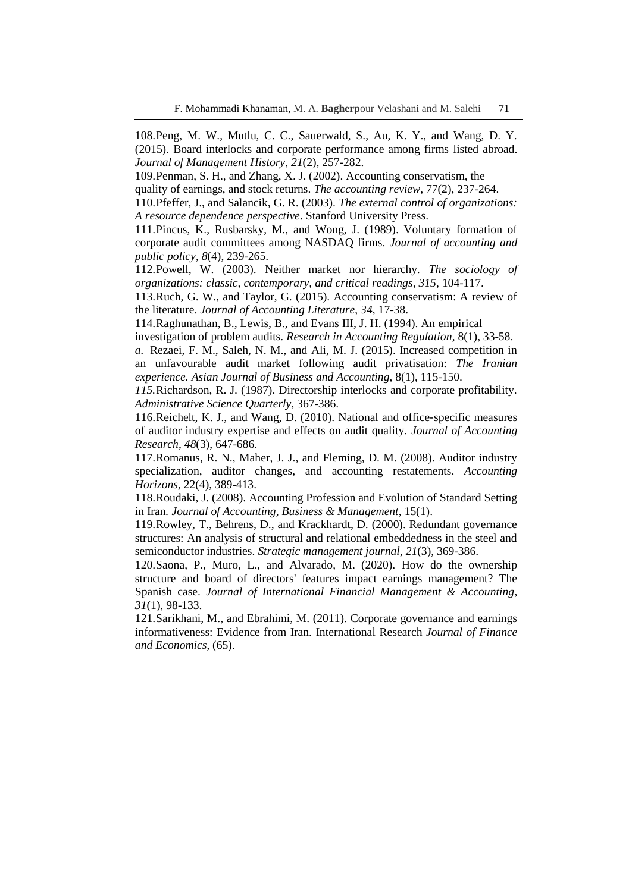108.Peng, M. W., Mutlu, C. C., Sauerwald, S., Au, K. Y., and Wang, D. Y. (2015). Board interlocks and corporate performance among firms listed abroad. *Journal of Management History*, *21*(2), 257-282.

109.Penman, S. H., and Zhang, X. J. (2002). Accounting conservatism, the quality of earnings, and stock returns. *The accounting review*, 77(2), 237-264.

110.Pfeffer, J., and Salancik, G. R. (2003). *The external control of organizations: A resource dependence perspective*. Stanford University Press.

111.Pincus, K., Rusbarsky, M., and Wong, J. (1989). Voluntary formation of corporate audit committees among NASDAQ firms. *Journal of accounting and public policy*, *8*(4), 239-265.

112.Powell, W. (2003). Neither market nor hierarchy. *The sociology of organizations: classic, contemporary, and critical readings*, *315*, 104-117.

113.Ruch, G. W., and Taylor, G. (2015). Accounting conservatism: A review of the literature. *Journal of Accounting Literature*, *34*, 17-38.

114.Raghunathan, B., Lewis, B., and Evans III, J. H. (1994). An empirical investigation of problem audits. *Research in Accounting Regulation*, 8(1), 33-58.

*a.* Rezaei, F. M., Saleh, N. M., and Ali, M. J. (2015). Increased competition in an unfavourable audit market following audit privatisation: *The Iranian experience. Asian Journal of Business and Accounting*, 8(1), 115-150.

*115.*Richardson, R. J. (1987). Directorship interlocks and corporate profitability. *Administrative Science Quarterly*, 367-386.

116.Reichelt, K. J., and Wang, D. (2010). National and office-specific measures of auditor industry expertise and effects on audit quality. *Journal of Accounting Research*, *48*(3), 647-686.

117.Romanus, R. N., Maher, J. J., and Fleming, D. M. (2008). Auditor industry specialization, auditor changes, and accounting restatements. *Accounting Horizons*, 22(4), 389-413.

118.Roudaki, J. (2008). Accounting Profession and Evolution of Standard Setting in Iran*. Journal of Accounting, Business & Management*, 15(1).

119.Rowley, T., Behrens, D., and Krackhardt, D. (2000). Redundant governance structures: An analysis of structural and relational embeddedness in the steel and semiconductor industries. *Strategic management journal*, *21*(3), 369-386.

120.Saona, P., Muro, L., and Alvarado, M. (2020). How do the ownership structure and board of directors' features impact earnings management? The Spanish case. *Journal of International Financial Management & Accounting*, *31*(1), 98-133.

121.Sarikhani, M., and Ebrahimi, M. (2011). Corporate governance and earnings informativeness: Evidence from Iran. International Research *Journal of Finance and Economics*, (65).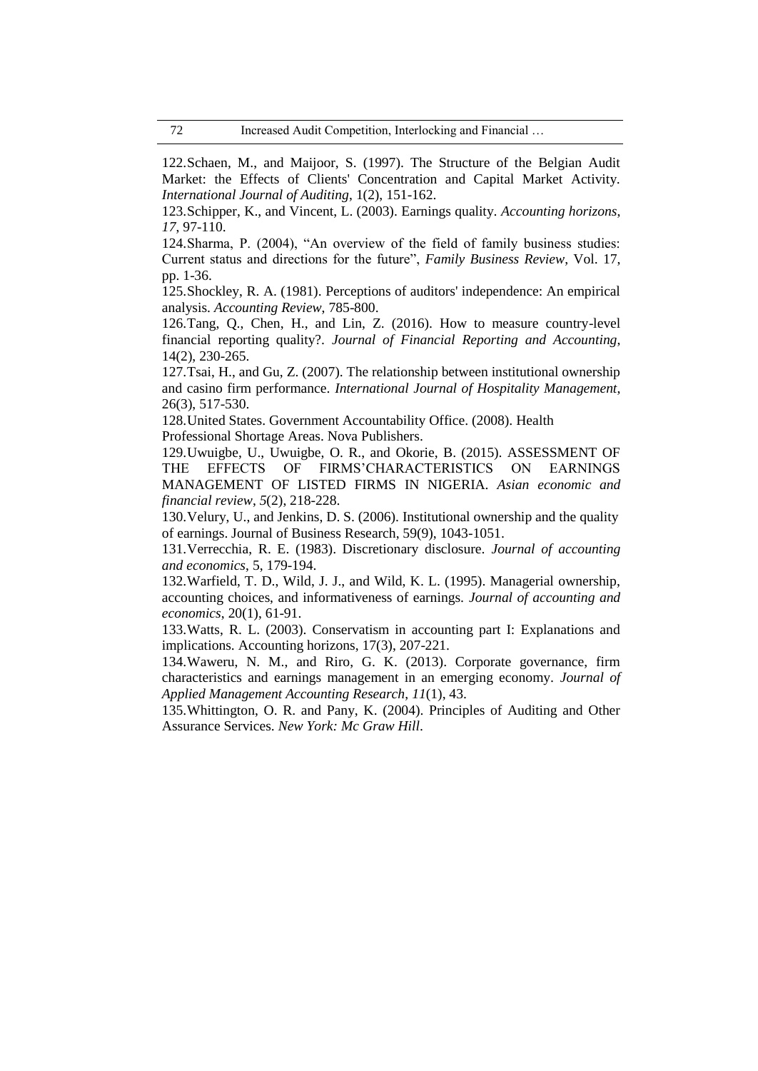122.Schaen, M., and Maijoor, S. (1997). The Structure of the Belgian Audit Market: the Effects of Clients' Concentration and Capital Market Activity. *International Journal of Auditing*, 1(2), 151-162.

123.Schipper, K., and Vincent, L. (2003). Earnings quality. *Accounting horizons*, *17*, 97-110.

124.Sharma, P. (2004), "An overview of the field of family business studies: Current status and directions for the future", *Family Business Review*, Vol. 17, pp. 1-36.

125.Shockley, R. A. (1981). Perceptions of auditors' independence: An empirical analysis. *Accounting Review*, 785-800.

126.Tang, Q., Chen, H., and Lin, Z. (2016). How to measure country-level financial reporting quality?. *Journal of Financial Reporting and Accounting*, 14(2), 230-265.

127.Tsai, H., and Gu, Z. (2007). The relationship between institutional ownership and casino firm performance. *International Journal of Hospitality Management*, 26(3), 517-530.

128.United States. Government Accountability Office. (2008). Health Professional Shortage Areas. Nova Publishers.

129.Uwuigbe, U., Uwuigbe, O. R., and Okorie, B. (2015). ASSESSMENT OF THE EFFECTS OF FIRMS'CHARACTERISTICS ON EARNINGS MANAGEMENT OF LISTED FIRMS IN NIGERIA. *Asian economic and financial review*, *5*(2), 218-228.

130.Velury, U., and Jenkins, D. S. (2006). Institutional ownership and the quality of earnings. Journal of Business Research, 59(9), 1043-1051.

131.Verrecchia, R. E. (1983). Discretionary disclosure. *Journal of accounting and economics*, 5, 179-194.

132.Warfield, T. D., Wild, J. J., and Wild, K. L. (1995). Managerial ownership, accounting choices, and informativeness of earnings. *Journal of accounting and economics*, 20(1), 61-91.

133.Watts, R. L. (2003). Conservatism in accounting part I: Explanations and implications. Accounting horizons, 17(3), 207-221.

134.Waweru, N. M., and Riro, G. K. (2013). Corporate governance, firm characteristics and earnings management in an emerging economy. *Journal of Applied Management Accounting Research*, *11*(1), 43.

135.Whittington, O. R. and Pany, K. (2004). Principles of Auditing and Other Assurance Services. *New York: Mc Graw Hill*.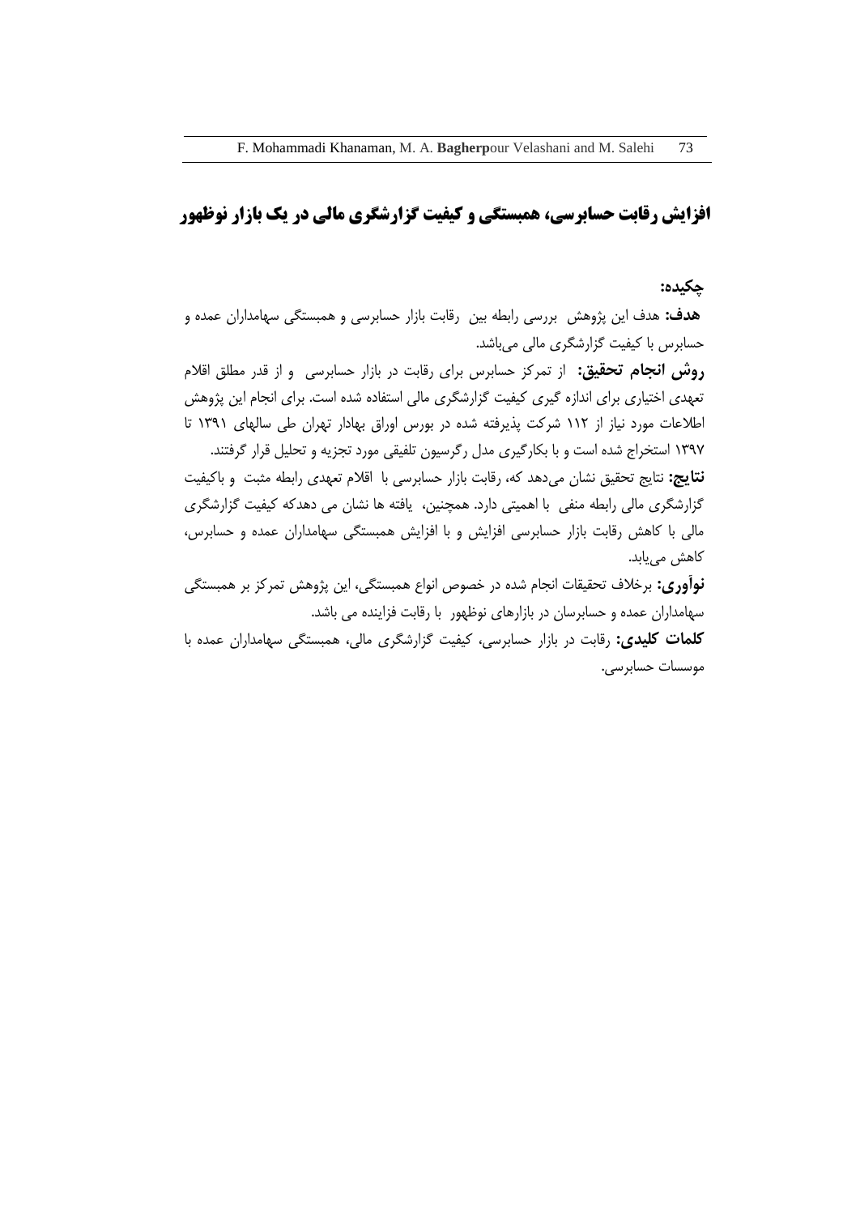# افزایش رقابت حسابرسی، همبستگی و کیفیت گزارشگری مالی در یک بازار نوظهور

**چکیده:**

**هدف:** هدف این پژوهش بررسی رابطه بین رقابت بازار حسابرسی و همبستگی سهامداران عمده و حسابرس با کیفیت گزارشگری مالی می‌باشد.

**روش انجام تحقیق:** از تمرکز حسابرس برای رقابت در بازار حسابرسی و از قدر مطلق اقلام تعهدی اختیاری برای اندازه گیری کیفیت گزارشگری مالی استفاده شده است. برای انجام این پژوهش اطلاعات مورد نیاز از ۱۱۲ شرکت پذیرفته شده در بورس اوراق بهادار تهران طی سالهای ۱۳۹۱ تا ۱۳۹۷ استخراج شده است و با بکارگیری مدل رگرسیون تلفیقی مورد تجزیه و تحلیل قرار گرفتند.

**نتایج:** نتایج تحقیق نشان می‌دهد که، رقابت بازار حسابرسی با اقلام تعهدی رابطه مثبت و باکیفیت گزارشگری مالی رابطه منفی با اهمیتی دارد. همچنین، یافته ها نشان می دهدکه کیفیت گزارشگری مالی با کاهش رقابت بازار حسابرسی افزایش و با افزایش همبستگی سهامداران عمده و حسابرس، کاهش می‌یابد.

**نوآوری:** برخلاف تحقیقات انجام شده در خصوص انواع همبستگی، این پژوهش تمرکز بر همبستگی سهامداران عمده و حسابرسان در بازارهای نوظهور با رقابت فزاینده می باشد.

**کلمات کلیدی:** رقابت در بازار حسابرسی، کیفیت گزارشگری مالی، همبستگی سهامداران عمده با موسسات حسابرسی.